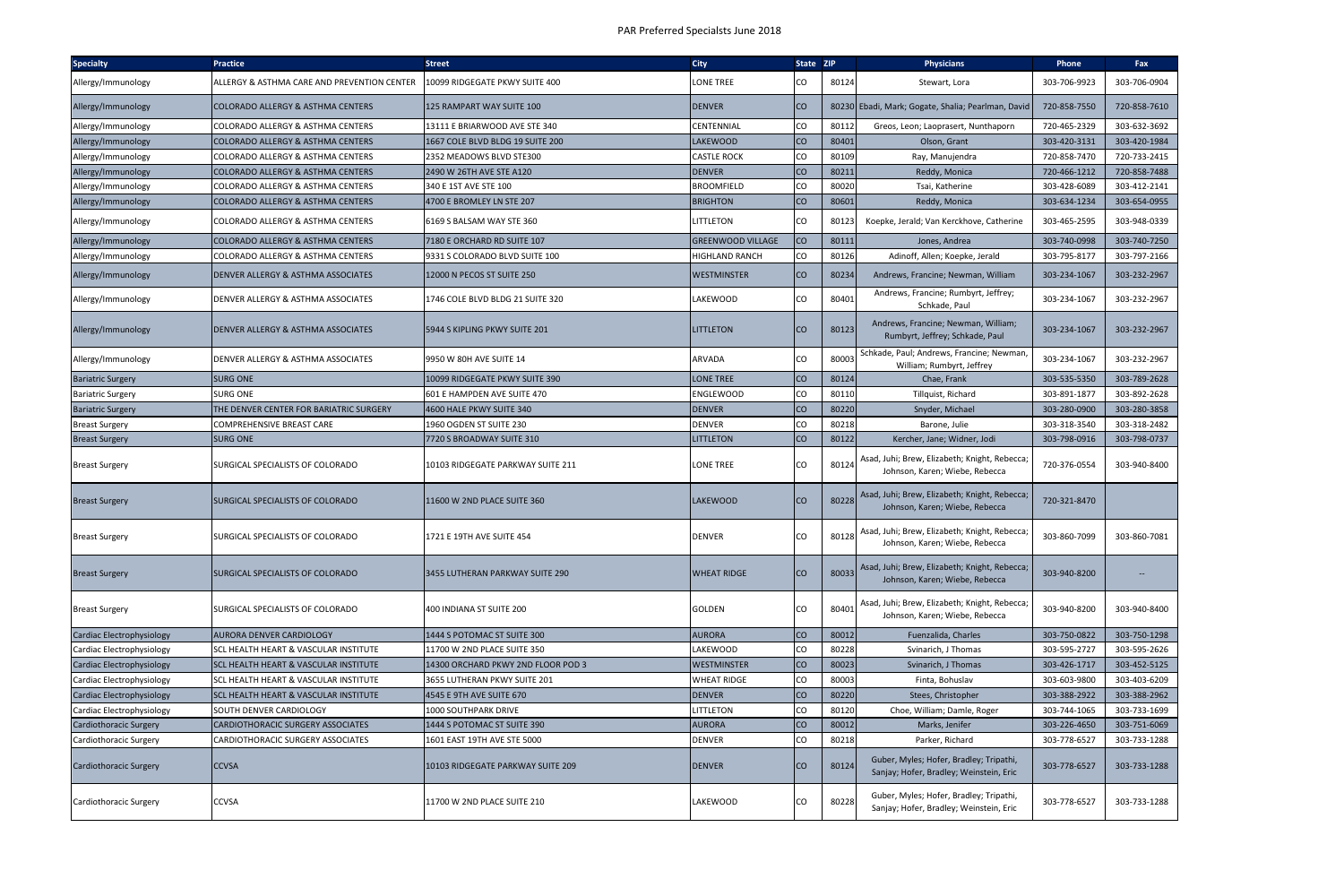# PAR Preferred Specialsts June 2018

| Specialty | Practice | Street | City | State | ZIP | Physicians | Phone | Fax |
|---|---|---|---|---|---|---|---|---|
| Allergy/Immunology | ALLERGY & ASTHMA CARE AND PREVENTION CENTER | 10099 RIDGEGATE PKWY SUITE 400 | LONE TREE | CO | 80124 | Stewart, Lora | 303-706-9923 | 303-706-0904 |
| Allergy/Immunology | COLORADO ALLERGY & ASTHMA CENTERS | 125 RAMPART WAY SUITE 100 | DENVER | CO | 80230 | Ebadi, Mark; Gogate, Shalia; Pearlman, David | 720-858-7550 | 720-858-7610 |
| Allergy/Immunology | COLORADO ALLERGY & ASTHMA CENTERS | 13111 E BRIARWOOD AVE STE 340 | CENTENNIAL | CO | 80112 | Greos, Leon; Laoprasert, Nunthaporn | 720-465-2329 | 303-632-3692 |
| Allergy/Immunology | COLORADO ALLERGY & ASTHMA CENTERS | 1667 COLE BLVD BLDG 19 SUITE 200 | LAKEWOOD | CO | 80401 | Olson, Grant | 303-420-3131 | 303-420-1984 |
| Allergy/Immunology | COLORADO ALLERGY & ASTHMA CENTERS | 2352 MEADOWS BLVD STE300 | CASTLE ROCK | CO | 80109 | Ray, Manujendra | 720-858-7470 | 720-733-2415 |
| Allergy/Immunology | COLORADO ALLERGY & ASTHMA CENTERS | 2490 W 26TH AVE STE A120 | DENVER | CO | 80211 | Reddy, Monica | 720-466-1212 | 720-858-7488 |
| Allergy/Immunology | COLORADO ALLERGY & ASTHMA CENTERS | 340 E 1ST AVE STE 100 | BROOMFIELD | CO | 80020 | Tsai, Katherine | 303-428-6089 | 303-412-2141 |
| Allergy/Immunology | COLORADO ALLERGY & ASTHMA CENTERS | 4700 E BROMLEY LN STE 207 | BRIGHTON | CO | 80601 | Reddy, Monica | 303-634-1234 | 303-654-0955 |
| Allergy/Immunology | COLORADO ALLERGY & ASTHMA CENTERS | 6169 S BALSAM WAY STE 360 | LITTLETON | CO | 80123 | Koepke, Jerald; Van Kerckhove, Catherine | 303-465-2595 | 303-948-0339 |
| Allergy/Immunology | COLORADO ALLERGY & ASTHMA CENTERS | 7180 E ORCHARD RD SUITE 107 | GREENWOOD VILLAGE | CO | 80111 | Jones, Andrea | 303-740-0998 | 303-740-7250 |
| Allergy/Immunology | COLORADO ALLERGY & ASTHMA CENTERS | 9331 S COLORADO BLVD SUITE 100 | HIGHLAND RANCH | CO | 80126 | Adinoff, Allen; Koepke, Jerald | 303-795-8177 | 303-797-2166 |
| Allergy/Immunology | DENVER ALLERGY & ASTHMA ASSOCIATES | 12000 N PECOS ST SUITE 250 | WESTMINSTER | CO | 80234 | Andrews, Francine; Newman, William | 303-234-1067 | 303-232-2967 |
| Allergy/Immunology | DENVER ALLERGY & ASTHMA ASSOCIATES | 1746 COLE BLVD BLDG 21 SUITE 320 | LAKEWOOD | CO | 80401 | Andrews, Francine; Rumbyrt, Jeffrey; Schkade, Paul | 303-234-1067 | 303-232-2967 |
| Allergy/Immunology | DENVER ALLERGY & ASTHMA ASSOCIATES | 5944 S KIPLING PKWY SUITE 201 | LITTLETON | CO | 80123 | Andrews, Francine; Newman, William; Rumbyrt, Jeffrey; Schkade, Paul | 303-234-1067 | 303-232-2967 |
| Allergy/Immunology | DENVER ALLERGY & ASTHMA ASSOCIATES | 9950 W 80H AVE SUITE 14 | ARVADA | CO | 80003 | Schkade, Paul; Andrews, Francine; Newman, William; Rumbyrt, Jeffrey | 303-234-1067 | 303-232-2967 |
| Bariatric Surgery | SURG ONE | 10099 RIDGEGATE PKWY SUITE 390 | LONE TREE | CO | 80124 | Chae, Frank | 303-535-5350 | 303-789-2628 |
| Bariatric Surgery | SURG ONE | 601 E HAMPDEN AVE SUITE 470 | ENGLEWOOD | CO | 80110 | Tillquist, Richard | 303-891-1877 | 303-892-2628 |
| Bariatric Surgery | THE DENVER CENTER FOR BARIATRIC SURGERY | 4600 HALE PKWY SUITE 340 | DENVER | CO | 80220 | Snyder, Michael | 303-280-0900 | 303-280-3858 |
| Breast Surgery | COMPREHENSIVE BREAST CARE | 1960 OGDEN ST SUITE 230 | DENVER | CO | 80218 | Barone, Julie | 303-318-3540 | 303-318-2482 |
| Breast Surgery | SURG ONE | 7720 S BROADWAY SUITE 310 | LITTLETON | CO | 80122 | Kercher, Jane; Widner, Jodi | 303-798-0916 | 303-798-0737 |
| Breast Surgery | SURGICAL SPECIALISTS OF COLORADO | 10103 RIDGEGATE PARKWAY SUITE 211 | LONE TREE | CO | 80124 | Asad, Juhi; Brew, Elizabeth; Knight, Rebecca; Johnson, Karen; Wiebe, Rebecca | 720-376-0554 | 303-940-8400 |
| Breast Surgery | SURGICAL SPECIALISTS OF COLORADO | 11600 W 2ND PLACE SUITE 360 | LAKEWOOD | CO | 80228 | Asad, Juhi; Brew, Elizabeth; Knight, Rebecca; Johnson, Karen; Wiebe, Rebecca | 720-321-8470 | |
| Breast Surgery | SURGICAL SPECIALISTS OF COLORADO | 1721 E 19TH AVE SUITE 454 | DENVER | CO | 80128 | Asad, Juhi; Brew, Elizabeth; Knight, Rebecca; Johnson, Karen; Wiebe, Rebecca | 303-860-7099 | 303-860-7081 |
| Breast Surgery | SURGICAL SPECIALISTS OF COLORADO | 3455 LUTHERAN PARKWAY SUITE 290 | WHEAT RIDGE | CO | 80033 | Asad, Juhi; Brew, Elizabeth; Knight, Rebecca; Johnson, Karen; Wiebe, Rebecca | 303-940-8200 | -- |
| Breast Surgery | SURGICAL SPECIALISTS OF COLORADO | 400 INDIANA ST SUITE 200 | GOLDEN | CO | 80401 | Asad, Juhi; Brew, Elizabeth; Knight, Rebecca; Johnson, Karen; Wiebe, Rebecca | 303-940-8200 | 303-940-8400 |
| Cardiac Electrophysiology | AURORA DENVER CARDIOLOGY | 1444 S POTOMAC ST SUITE 300 | AURORA | CO | 80012 | Fuenzalida, Charles | 303-750-0822 | 303-750-1298 |
| Cardiac Electrophysiology | SCL HEALTH HEART & VASCULAR INSTITUTE | 11700 W 2ND PLACE SUITE 350 | LAKEWOOD | CO | 80228 | Svinarich, J Thomas | 303-595-2727 | 303-595-2626 |
| Cardiac Electrophysiology | SCL HEALTH HEART & VASCULAR INSTITUTE | 14300 ORCHARD PKWY 2ND FLOOR POD 3 | WESTMINSTER | CO | 80023 | Svinarich, J Thomas | 303-426-1717 | 303-452-5125 |
| Cardiac Electrophysiology | SCL HEALTH HEART & VASCULAR INSTITUTE | 3655 LUTHERAN PKWY SUITE 201 | WHEAT RIDGE | CO | 80003 | Finta, Bohuslav | 303-603-9800 | 303-403-6209 |
| Cardiac Electrophysiology | SCL HEALTH HEART & VASCULAR INSTITUTE | 4545 E 9TH AVE SUITE 670 | DENVER | CO | 80220 | Stees, Christopher | 303-388-2922 | 303-388-2962 |
| Cardiac Electrophysiology | SOUTH DENVER CARDIOLOGY | 1000 SOUTHPARK DRIVE | LITTLETON | CO | 80120 | Choe, William; Damle, Roger | 303-744-1065 | 303-733-1699 |
| Cardiothoracic Surgery | CARDIOTHORACIC SURGERY ASSOCIATES | 1444 S POTOMAC ST SUITE 390 | AURORA | CO | 80012 | Marks, Jenifer | 303-226-4650 | 303-751-6069 |
| Cardiothoracic Surgery | CARDIOTHORACIC SURGERY ASSOCIATES | 1601 EAST 19TH AVE STE 5000 | DENVER | CO | 80218 | Parker, Richard | 303-778-6527 | 303-733-1288 |
| Cardiothoracic Surgery | CCVSA | 10103 RIDGEGATE PARKWAY SUITE 209 | DENVER | CO | 80124 | Guber, Myles; Hofer, Bradley; Tripathi, Sanjay; Hofer, Bradley; Weinstein, Eric | 303-778-6527 | 303-733-1288 |
| Cardiothoracic Surgery | CCVSA | 11700 W 2ND PLACE SUITE 210 | LAKEWOOD | CO | 80228 | Guber, Myles; Hofer, Bradley; Tripathi, Sanjay; Hofer, Bradley; Weinstein, Eric | 303-778-6527 | 303-733-1288 |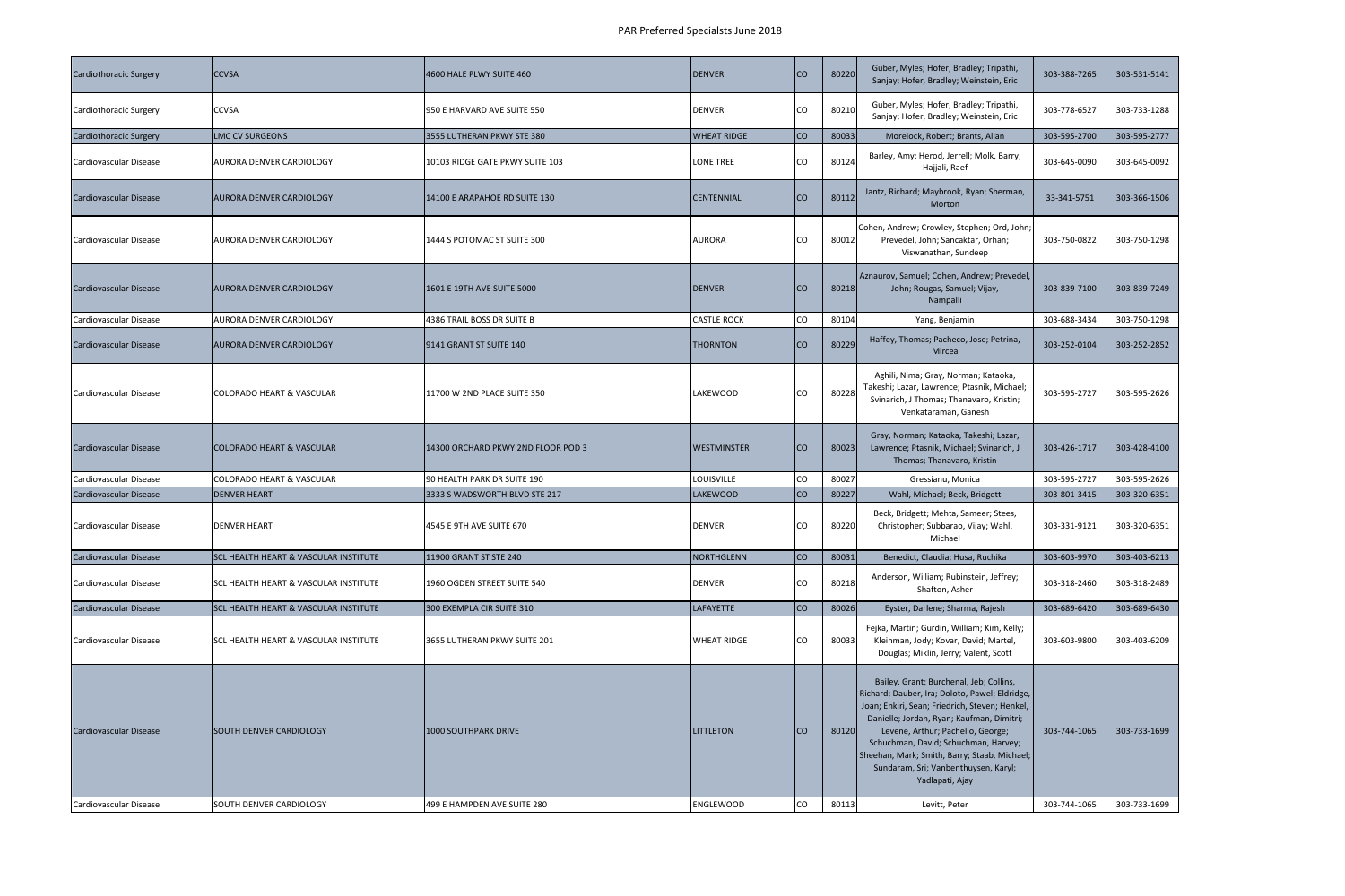| Cardiothoracic Surgery | CCVSA | 4600 HALE PLWY SUITE 460 | DENVER | CO | 80220 | Guber, Myles; Hofer, Bradley; Tripathi, Sanjay; Hofer, Bradley; Weinstein, Eric | 303-388-7265 | 303-531-5141 |
|---|---|---|---|---|---|---|---|---|
| Cardiothoracic Surgery | CCVSA | 950 E HARVARD AVE SUITE 550 | DENVER | CO | 80210 | Guber, Myles; Hofer, Bradley; Tripathi, Sanjay; Hofer, Bradley; Weinstein, Eric | 303-778-6527 | 303-733-1288 |
| Cardiothoracic Surgery | LMC CV SURGEONS | 3555 LUTHERAN PKWY STE 380 | WHEAT RIDGE | CO | 80033 | Morelock, Robert; Brants, Allan | 303-595-2700 | 303-595-2777 |
| Cardiovascular Disease | AURORA DENVER CARDIOLOGY | 10103 RIDGE GATE PKWY SUITE 103 | LONE TREE | CO | 80124 | Barley, Amy; Herod, Jerrell; Molk, Barry; Hajjali, Raef | 303-645-0090 | 303-645-0092 |
| Cardiovascular Disease | AURORA DENVER CARDIOLOGY | 14100 E ARAPAHOE RD SUITE 130 | CENTENNIAL | CO | 80112 | Jantz, Richard; Maybrook, Ryan; Sherman, Morton | 33-341-5751 | 303-366-1506 |
| Cardiovascular Disease | AURORA DENVER CARDIOLOGY | 1444 S POTOMAC ST SUITE 300 | AURORA | CO | 80012 | Cohen, Andrew; Crowley, Stephen; Ord, John; Prevedel, John; Sancaktar, Orhan; Viswanathan, Sundeep | 303-750-0822 | 303-750-1298 |
| Cardiovascular Disease | AURORA DENVER CARDIOLOGY | 1601 E 19TH AVE SUITE 5000 | DENVER | CO | 80218 | Aznaurov, Samuel; Cohen, Andrew; Prevedel, John; Rougas, Samuel; Vijay, Nampalli | 303-839-7100 | 303-839-7249 |
| Cardiovascular Disease | AURORA DENVER CARDIOLOGY | 4386 TRAIL BOSS DR SUITE B | CASTLE ROCK | CO | 80104 | Yang, Benjamin | 303-688-3434 | 303-750-1298 |
| Cardiovascular Disease | AURORA DENVER CARDIOLOGY | 9141 GRANT ST SUITE 140 | THORNTON | CO | 80229 | Haffey, Thomas; Pacheco, Jose; Petrina, Mircea | 303-252-0104 | 303-252-2852 |
| Cardiovascular Disease | COLORADO HEART & VASCULAR | 11700 W 2ND PLACE SUITE 350 | LAKEWOOD | CO | 80228 | Aghili, Nima; Gray, Norman; Kataoka, Takeshi; Lazar, Lawrence; Ptasnik, Michael; Svinarich, J Thomas; Thanavaro, Kristin; Venkataraman, Ganesh | 303-595-2727 | 303-595-2626 |
| Cardiovascular Disease | COLORADO HEART & VASCULAR | 14300 ORCHARD PKWY 2ND FLOOR POD 3 | WESTMINSTER | CO | 80023 | Gray, Norman; Kataoka, Takeshi; Lazar, Lawrence; Ptasnik, Michael; Svinarich, J Thomas; Thanavaro, Kristin | 303-426-1717 | 303-428-4100 |
| Cardiovascular Disease | COLORADO HEART & VASCULAR | 90 HEALTH PARK DR SUITE 190 | LOUISVILLE | CO | 80027 | Gressianu, Monica | 303-595-2727 | 303-595-2626 |
| Cardiovascular Disease | DENVER HEART | 3333 S WADSWORTH BLVD STE 217 | LAKEWOOD | CO | 80227 | Wahl, Michael; Beck, Bridgett | 303-801-3415 | 303-320-6351 |
| Cardiovascular Disease | DENVER HEART | 4545 E 9TH AVE SUITE 670 | DENVER | CO | 80220 | Beck, Bridgett; Mehta, Sameer; Stees, Christopher; Subbarao, Vijay; Wahl, Michael | 303-331-9121 | 303-320-6351 |
| Cardiovascular Disease | SCL HEALTH HEART & VASCULAR INSTITUTE | 11900 GRANT ST STE 240 | NORTHGLENN | CO | 80031 | Benedict, Claudia; Husa, Ruchika | 303-603-9970 | 303-403-6213 |
| Cardiovascular Disease | SCL HEALTH HEART & VASCULAR INSTITUTE | 1960 OGDEN STREET SUITE 540 | DENVER | CO | 80218 | Anderson, William; Rubinstein, Jeffrey; Shafton, Asher | 303-318-2460 | 303-318-2489 |
| Cardiovascular Disease | SCL HEALTH HEART & VASCULAR INSTITUTE | 300 EXEMPLA CIR SUITE 310 | LAFAYETTE | CO | 80026 | Eyster, Darlene; Sharma, Rajesh | 303-689-6420 | 303-689-6430 |
| Cardiovascular Disease | SCL HEALTH HEART & VASCULAR INSTITUTE | 3655 LUTHERAN PKWY SUITE 201 | WHEAT RIDGE | CO | 80033 | Fejka, Martin; Gurdin, William; Kim, Kelly; Kleinman, Jody; Kovar, David; Martel, Douglas; Miklin, Jerry; Valent, Scott | 303-603-9800 | 303-403-6209 |
| Cardiovascular Disease | SOUTH DENVER CARDIOLOGY | 1000 SOUTHPARK DRIVE | LITTLETON | CO | 80120 | Bailey, Grant; Burchenal, Jeb; Collins, Richard; Dauber, Ira; Doloto, Pawel; Eldridge, Joan; Enkiri, Sean; Friedrich, Steven; Henkel, Danielle; Jordan, Ryan; Kaufman, Dimitri; Levene, Arthur; Pachello, George; Schuchman, David; Schuchman, Harvey; Sheehan, Mark; Smith, Barry; Staab, Michael; Sundaram, Sri; Vanbenthuysen, Karyl; Yadlapati, Ajay | 303-744-1065 | 303-733-1699 |
| Cardiovascular Disease | SOUTH DENVER CARDIOLOGY | 499 E HAMPDEN AVE SUITE 280 | ENGLEWOOD | CO | 80113 | Levitt, Peter | 303-744-1065 | 303-733-1699 |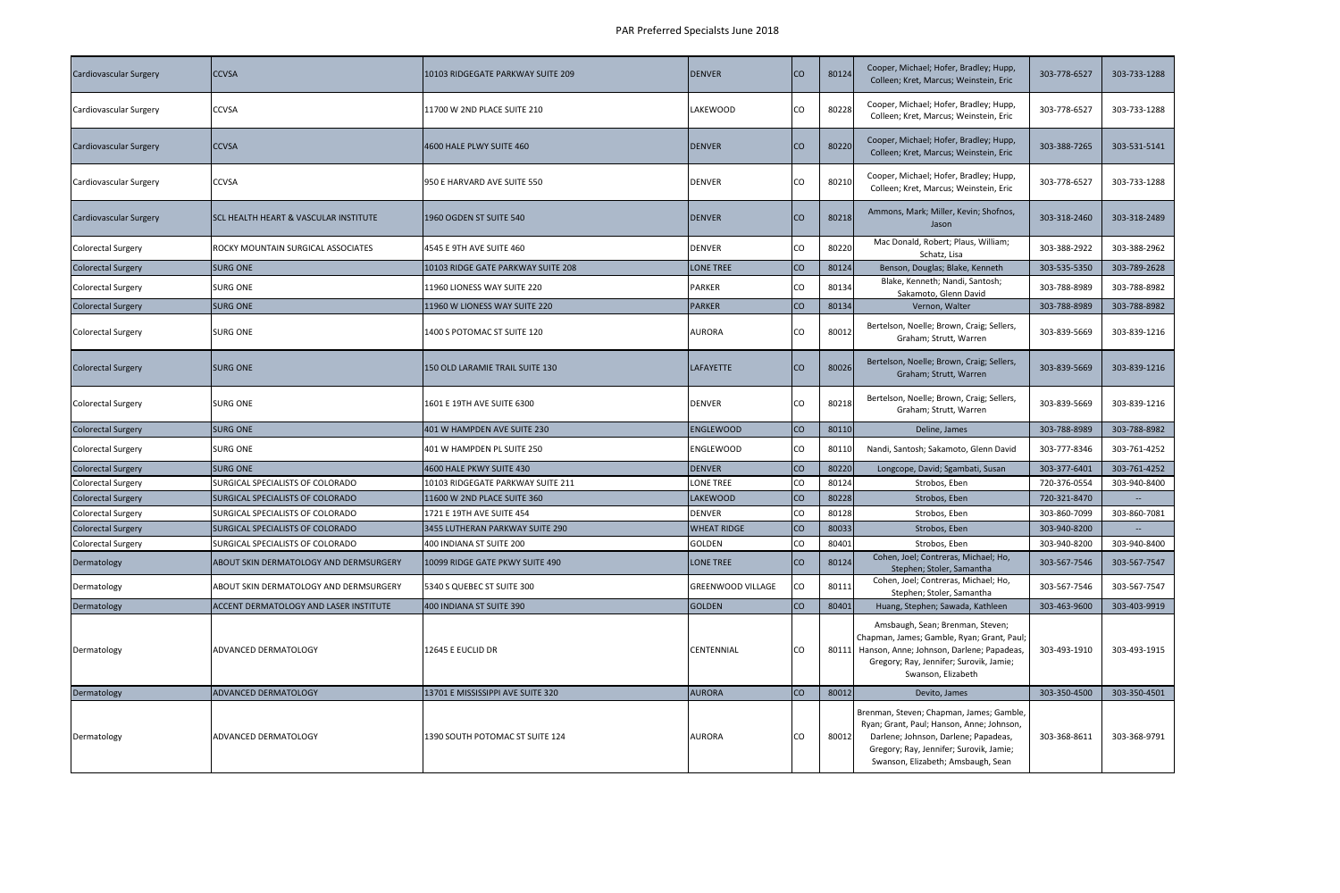| Cardiovascular Surgery | CCVSA | 10103 RIDGEGATE PARKWAY SUITE 209 | DENVER | CO | 80124 | Cooper, Michael; Hofer, Bradley; Hupp, Colleen; Kret, Marcus; Weinstein, Eric | 303-778-6527 | 303-733-1288 |
|---|---|---|---|---|---|---|---|---|
| Cardiovascular Surgery | CCVSA | 11700 W 2ND PLACE SUITE 210 | LAKEWOOD | CO | 80228 | Cooper, Michael; Hofer, Bradley; Hupp, Colleen; Kret, Marcus; Weinstein, Eric | 303-778-6527 | 303-733-1288 |
| Cardiovascular Surgery | CCVSA | 4600 HALE PLWY SUITE 460 | DENVER | CO | 80220 | Cooper, Michael; Hofer, Bradley; Hupp, Colleen; Kret, Marcus; Weinstein, Eric | 303-388-7265 | 303-531-5141 |
| Cardiovascular Surgery | CCVSA | 950 E HARVARD AVE SUITE 550 | DENVER | CO | 80210 | Cooper, Michael; Hofer, Bradley; Hupp, Colleen; Kret, Marcus; Weinstein, Eric | 303-778-6527 | 303-733-1288 |
| Cardiovascular Surgery | SCL HEALTH HEART & VASCULAR INSTITUTE | 1960 OGDEN ST SUITE 540 | DENVER | CO | 80218 | Ammons, Mark; Miller, Kevin; Shofnos, Jason | 303-318-2460 | 303-318-2489 |
| Colorectal Surgery | ROCKY MOUNTAIN SURGICAL ASSOCIATES | 4545 E 9TH AVE SUITE 460 | DENVER | CO | 80220 | Mac Donald, Robert; Plaus, William; Schatz, Lisa | 303-388-2922 | 303-388-2962 |
| Colorectal Surgery | SURG ONE | 10103 RIDGE GATE PARKWAY SUITE 208 | LONE TREE | CO | 80124 | Benson, Douglas; Blake, Kenneth | 303-535-5350 | 303-789-2628 |
| Colorectal Surgery | SURG ONE | 11960 LIONESS WAY SUITE 220 | PARKER | CO | 80134 | Blake, Kenneth; Nandi, Santosh; Sakamoto, Glenn David | 303-788-8989 | 303-788-8982 |
| Colorectal Surgery | SURG ONE | 11960 W LIONESS WAY SUITE 220 | PARKER | CO | 80134 | Vernon, Walter | 303-788-8989 | 303-788-8982 |
| Colorectal Surgery | SURG ONE | 1400 S POTOMAC ST SUITE 120 | AURORA | CO | 80012 | Bertelson, Noelle; Brown, Craig; Sellers, Graham; Strutt, Warren | 303-839-5669 | 303-839-1216 |
| Colorectal Surgery | SURG ONE | 150 OLD LARAMIE TRAIL SUITE 130 | LAFAYETTE | CO | 80026 | Bertelson, Noelle; Brown, Craig; Sellers, Graham; Strutt, Warren | 303-839-5669 | 303-839-1216 |
| Colorectal Surgery | SURG ONE | 1601 E 19TH AVE SUITE 6300 | DENVER | CO | 80218 | Bertelson, Noelle; Brown, Craig; Sellers, Graham; Strutt, Warren | 303-839-5669 | 303-839-1216 |
| Colorectal Surgery | SURG ONE | 401 W HAMPDEN AVE SUITE 230 | ENGLEWOOD | CO | 80110 | Deline, James | 303-788-8989 | 303-788-8982 |
| Colorectal Surgery | SURG ONE | 401 W HAMPDEN PL SUITE 250 | ENGLEWOOD | CO | 80110 | Nandi, Santosh; Sakamoto, Glenn David | 303-777-8346 | 303-761-4252 |
| Colorectal Surgery | SURG ONE | 4600 HALE PKWY SUITE 430 | DENVER | CO | 80220 | Longcope, David; Sgambati, Susan | 303-377-6401 | 303-761-4252 |
| Colorectal Surgery | SURGICAL SPECIALISTS OF COLORADO | 10103 RIDGEGATE PARKWAY SUITE 211 | LONE TREE | CO | 80124 | Strobos, Eben | 720-376-0554 | 303-940-8400 |
| Colorectal Surgery | SURGICAL SPECIALISTS OF COLORADO | 11600 W 2ND PLACE SUITE 360 | LAKEWOOD | CO | 80228 | Strobos, Eben | 720-321-8470 | -- |
| Colorectal Surgery | SURGICAL SPECIALISTS OF COLORADO | 1721 E 19TH AVE SUITE 454 | DENVER | CO | 80128 | Strobos, Eben | 303-860-7099 | 303-860-7081 |
| Colorectal Surgery | SURGICAL SPECIALISTS OF COLORADO | 3455 LUTHERAN PARKWAY SUITE 290 | WHEAT RIDGE | CO | 80033 | Strobos, Eben | 303-940-8200 | -- |
| Colorectal Surgery | SURGICAL SPECIALISTS OF COLORADO | 400 INDIANA ST SUITE 200 | GOLDEN | CO | 80401 | Strobos, Eben | 303-940-8200 | 303-940-8400 |
| Dermatology | ABOUT SKIN DERMATOLOGY AND DERMSURGERY | 10099 RIDGE GATE PKWY SUITE 490 | LONE TREE | CO | 80124 | Cohen, Joel; Contreras, Michael; Ho, Stephen; Stoler, Samantha | 303-567-7546 | 303-567-7547 |
| Dermatology | ABOUT SKIN DERMATOLOGY AND DERMSURGERY | 5340 S QUEBEC ST SUITE 300 | GREENWOOD VILLAGE | CO | 80111 | Cohen, Joel; Contreras, Michael; Ho, Stephen; Stoler, Samantha | 303-567-7546 | 303-567-7547 |
| Dermatology | ACCENT DERMATOLOGY AND LASER INSTITUTE | 400 INDIANA ST SUITE 390 | GOLDEN | CO | 80401 | Huang, Stephen; Sawada, Kathleen | 303-463-9600 | 303-403-9919 |
| Dermatology | ADVANCED DERMATOLOGY | 12645 E EUCLID DR | CENTENNIAL | CO | 80111 | Amsbaugh, Sean; Brenman, Steven; Chapman, James; Gamble, Ryan; Grant, Paul; Hanson, Anne; Johnson, Darlene; Papadeas, Gregory; Ray, Jennifer; Surovik, Jamie; Swanson, Elizabeth | 303-493-1910 | 303-493-1915 |
| Dermatology | ADVANCED DERMATOLOGY | 13701 E MISSISSIPPI AVE SUITE 320 | AURORA | CO | 80012 | Devito, James | 303-350-4500 | 303-350-4501 |
| Dermatology | ADVANCED DERMATOLOGY | 1390 SOUTH POTOMAC ST SUITE 124 | AURORA | CO | 80012 | Brenman, Steven; Chapman, James; Gamble, Ryan; Grant, Paul; Hanson, Anne; Johnson, Darlene; Johnson, Darlene; Papadeas, Gregory; Ray, Jennifer; Surovik, Jamie; Swanson, Elizabeth; Amsbaugh, Sean | 303-368-8611 | 303-368-9791 |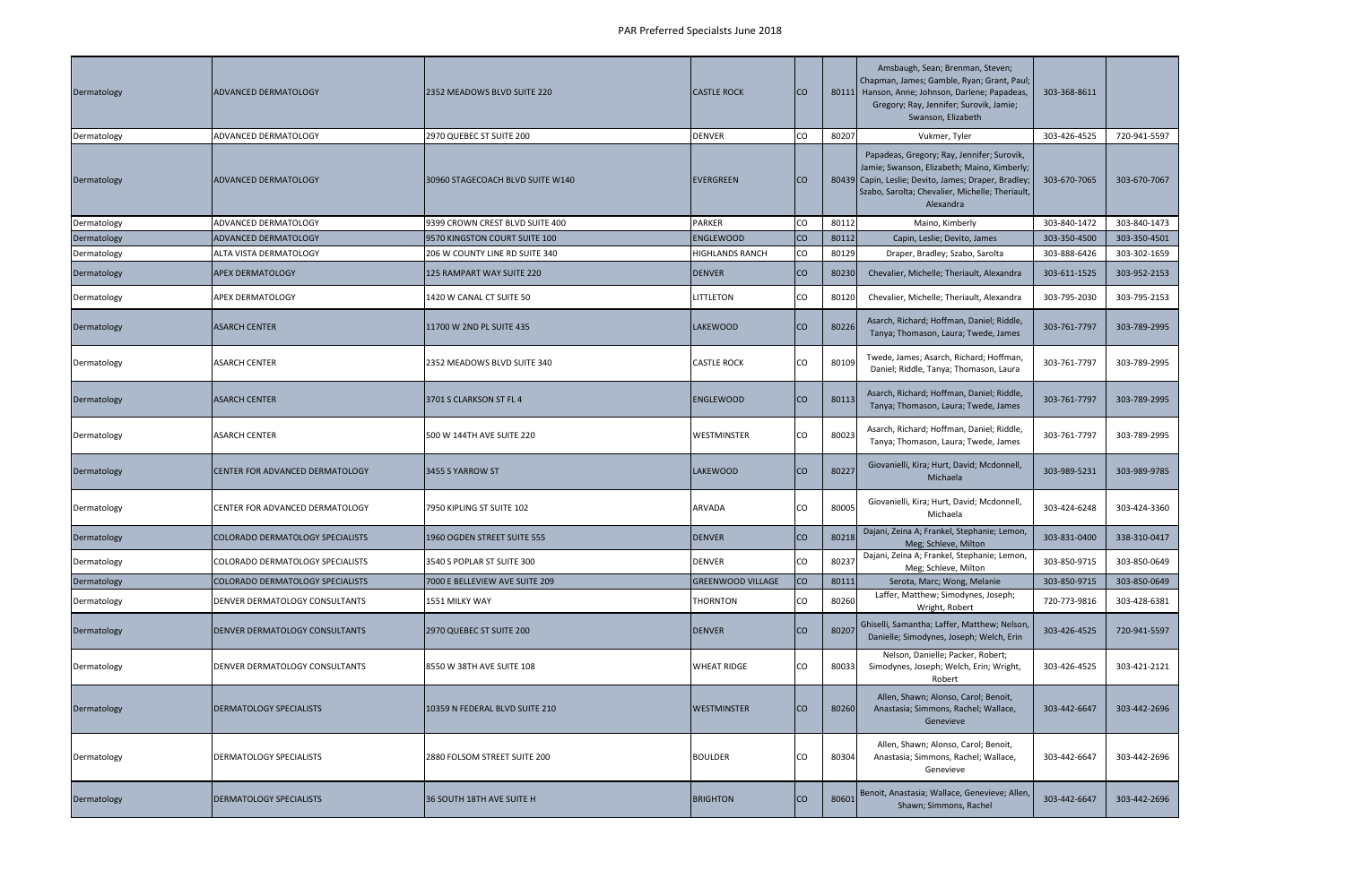| Dermatology | ADVANCED DERMATOLOGY | 2352 MEADOWS BLVD SUITE 220 | CASTLE ROCK | CO | 80111 | Amsbaugh, Sean; Brenman, Steven; Chapman, James; Gamble, Ryan; Grant, Paul; Hanson, Anne; Johnson, Darlene; Papadeas, Gregory; Ray, Jennifer; Surovik, Jamie; Swanson, Elizabeth | 303-368-8611 | |
|---|---|---|---|---|---|---|---|---|
| Dermatology | ADVANCED DERMATOLOGY | 2970 QUEBEC ST SUITE 200 | DENVER | CO | 80207 | Vukmer, Tyler | 303-426-4525 | 720-941-5597 |
| Dermatology | ADVANCED DERMATOLOGY | 30960 STAGECOACH BLVD SUITE W140 | EVERGREEN | CO | 80439 | Papadeas, Gregory; Ray, Jennifer; Surovik, Jamie; Swanson, Elizabeth; Maino, Kimberly; Capin, Leslie; Devito, James; Draper, Bradley; Szabo, Sarolta; Chevalier, Michelle; Theriault, Alexandra | 303-670-7065 | 303-670-7067 |
| Dermatology | ADVANCED DERMATOLOGY | 9399 CROWN CREST BLVD SUITE 400 | PARKER | CO | 80112 | Maino, Kimberly | 303-840-1472 | 303-840-1473 |
| Dermatology | ADVANCED DERMATOLOGY | 9570 KINGSTON COURT SUITE 100 | ENGLEWOOD | CO | 80112 | Capin, Leslie; Devito, James | 303-350-4500 | 303-350-4501 |
| Dermatology | ALTA VISTA DERMATOLOGY | 206 W COUNTY LINE RD SUITE 340 | HIGHLANDS RANCH | CO | 80129 | Draper, Bradley; Szabo, Sarolta | 303-888-6426 | 303-302-1659 |
| Dermatology | APEX DERMATOLOGY | 125 RAMPART WAY SUITE 220 | DENVER | CO | 80230 | Chevalier, Michelle; Theriault, Alexandra | 303-611-1525 | 303-952-2153 |
| Dermatology | APEX DERMATOLOGY | 1420 W CANAL CT SUITE 50 | LITTLETON | CO | 80120 | Chevalier, Michelle; Theriault, Alexandra | 303-795-2030 | 303-795-2153 |
| Dermatology | ASARCH CENTER | 11700 W 2ND PL SUITE 435 | LAKEWOOD | CO | 80226 | Asarch, Richard; Hoffman, Daniel; Riddle, Tanya; Thomason, Laura; Twede, James | 303-761-7797 | 303-789-2995 |
| Dermatology | ASARCH CENTER | 2352 MEADOWS BLVD SUITE 340 | CASTLE ROCK | CO | 80109 | Twede, James; Asarch, Richard; Hoffman, Daniel; Riddle, Tanya; Thomason, Laura | 303-761-7797 | 303-789-2995 |
| Dermatology | ASARCH CENTER | 3701 S CLARKSON ST FL 4 | ENGLEWOOD | CO | 80113 | Asarch, Richard; Hoffman, Daniel; Riddle, Tanya; Thomason, Laura; Twede, James | 303-761-7797 | 303-789-2995 |
| Dermatology | ASARCH CENTER | 500 W 144TH AVE SUITE 220 | WESTMINSTER | CO | 80023 | Asarch, Richard; Hoffman, Daniel; Riddle, Tanya; Thomason, Laura; Twede, James | 303-761-7797 | 303-789-2995 |
| Dermatology | CENTER FOR ADVANCED DERMATOLOGY | 3455 S YARROW ST | LAKEWOOD | CO | 80227 | Giovanielli, Kira; Hurt, David; Mcdonnell, Michaela | 303-989-5231 | 303-989-9785 |
| Dermatology | CENTER FOR ADVANCED DERMATOLOGY | 7950 KIPLING ST SUITE 102 | ARVADA | CO | 80005 | Giovanielli, Kira; Hurt, David; Mcdonnell, Michaela | 303-424-6248 | 303-424-3360 |
| Dermatology | COLORADO DERMATOLOGY SPECIALISTS | 1960 OGDEN STREET SUITE 555 | DENVER | CO | 80218 | Dajani, Zeina A; Frankel, Stephanie; Lemon, Meg; Schleve, Milton | 303-831-0400 | 338-310-0417 |
| Dermatology | COLORADO DERMATOLOGY SPECIALISTS | 3540 S POPLAR ST SUITE 300 | DENVER | CO | 80237 | Dajani, Zeina A; Frankel, Stephanie; Lemon, Meg; Schleve, Milton | 303-850-9715 | 303-850-0649 |
| Dermatology | COLORADO DERMATOLOGY SPECIALISTS | 7000 E BELLEVIEW AVE SUITE 209 | GREENWOOD VILLAGE | CO | 80111 | Serota, Marc; Wong, Melanie | 303-850-9715 | 303-850-0649 |
| Dermatology | DENVER DERMATOLOGY CONSULTANTS | 1551 MILKY WAY | THORNTON | CO | 80260 | Laffer, Matthew; Simodynes, Joseph; Wright, Robert | 720-773-9816 | 303-428-6381 |
| Dermatology | DENVER DERMATOLOGY CONSULTANTS | 2970 QUEBEC ST SUITE 200 | DENVER | CO | 80207 | Ghiselli, Samantha; Laffer, Matthew; Nelson, Danielle; Simodynes, Joseph; Welch, Erin | 303-426-4525 | 720-941-5597 |
| Dermatology | DENVER DERMATOLOGY CONSULTANTS | 8550 W 38TH AVE SUITE 108 | WHEAT RIDGE | CO | 80033 | Nelson, Danielle; Packer, Robert; Simodynes, Joseph; Welch, Erin; Wright, Robert | 303-426-4525 | 303-421-2121 |
| Dermatology | DERMATOLOGY SPECIALISTS | 10359 N FEDERAL BLVD SUITE 210 | WESTMINSTER | CO | 80260 | Allen, Shawn; Alonso, Carol; Benoit, Anastasia; Simmons, Rachel; Wallace, Genevieve | 303-442-6647 | 303-442-2696 |
| Dermatology | DERMATOLOGY SPECIALISTS | 2880 FOLSOM STREET SUITE 200 | BOULDER | CO | 80304 | Allen, Shawn; Alonso, Carol; Benoit, Anastasia; Simmons, Rachel; Wallace, Genevieve | 303-442-6647 | 303-442-2696 |
| Dermatology | DERMATOLOGY SPECIALISTS | 36 SOUTH 18TH AVE SUITE H | BRIGHTON | CO | 80601 | Benoit, Anastasia; Wallace, Genevieve; Allen, Shawn; Simmons, Rachel | 303-442-6647 | 303-442-2696 |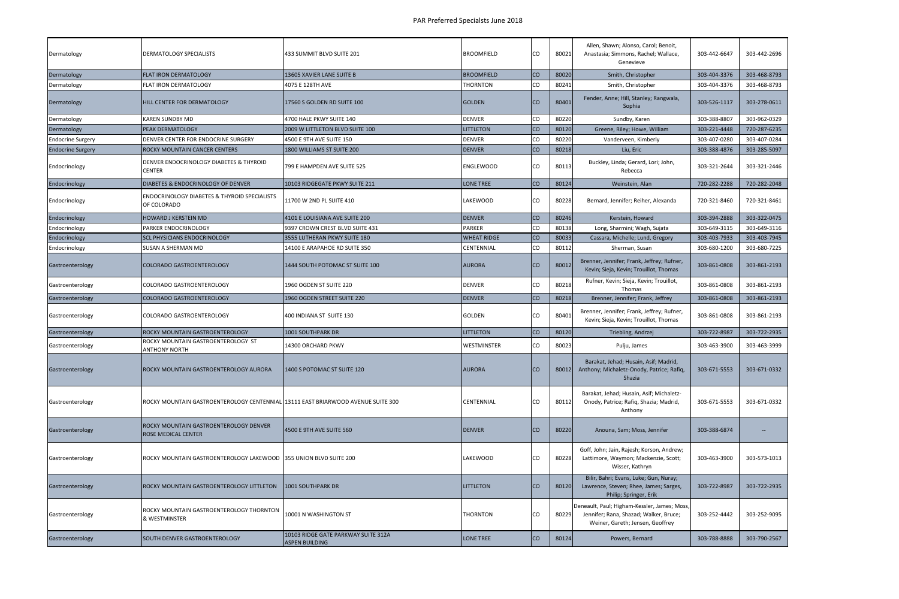| Dermatology | DERMATOLOGY SPECIALISTS | 433 SUMMIT BLVD SUITE 201 | BROOMFIELD | CO | 80021 | Allen, Shawn; Alonso, Carol; Benoit, Anastasia; Simmons, Rachel; Wallace, Genevieve | 303-442-6647 | 303-442-2696 |
|---|---|---|---|---|---|---|---|---|
| Dermatology | FLAT IRON DERMATOLOGY | 13605 XAVIER LANE SUITE B | BROOMFIELD | CO | 80020 | Smith, Christopher | 303-404-3376 | 303-468-8793 |
| Dermatology | FLAT IRON DERMATOLOGY | 4075 E 128TH AVE | THORNTON | CO | 80241 | Smith, Christopher | 303-404-3376 | 303-468-8793 |
| Dermatology | HILL CENTER FOR DERMATOLOGY | 17560 S GOLDEN RD SUITE 100 | GOLDEN | CO | 80401 | Fender, Anne; Hill, Stanley; Rangwala, Sophia | 303-526-1117 | 303-278-0611 |
| Dermatology | KAREN SUNDBY MD | 4700 HALE PKWY SUITE 140 | DENVER | CO | 80220 | Sundby, Karen | 303-388-8807 | 303-962-0329 |
| Dermatology | PEAK DERMATOLOGY | 2009 W LITTLETON BLVD SUITE 100 | LITTLETON | CO | 80120 | Greene, Riley; Howe, William | 303-221-4448 | 720-287-6235 |
| Endocrine Surgery | DENVER CENTER FOR ENDOCRINE SURGERY | 4500 E 9TH AVE SUITE 150 | DENVER | CO | 80220 | Vanderveen, Kimberly | 303-407-0280 | 303-407-0284 |
| Endocrine Surgery | ROCKY MOUNTAIN CANCER CENTERS | 1800 WILLIAMS ST SUITE 200 | DENVER | CO | 80218 | Liu, Eric | 303-388-4876 | 303-285-5097 |
| Endocrinology | DENVER ENDOCRINOLOGY DIABETES & THYROID CENTER | 799 E HAMPDEN AVE SUITE 525 | ENGLEWOOD | CO | 80113 | Buckley, Linda; Gerard, Lori; John, Rebecca | 303-321-2644 | 303-321-2446 |
| Endocrinology | DIABETES & ENDOCRINOLOGY OF DENVER | 10103 RIDGEGATE PKWY SUITE 211 | LONE TREE | CO | 80124 | Weinstein, Alan | 720-282-2288 | 720-282-2048 |
| Endocrinology | ENDOCRINOLOGY DIABETES & THYROID SPECIALISTS OF COLORADO | 11700 W 2ND PL SUITE 410 | LAKEWOOD | CO | 80228 | Bernard, Jennifer; Reiher, Alexandra | 720-321-8460 | 720-321-8461 |
| Endocrinology | HOWARD J KERSTEIN MD | 4101 E LOUISIANA AVE SUITE 200 | DENVER | CO | 80246 | Kerstein, Howard | 303-394-2888 | 303-322-0475 |
| Endocrinology | PARKER ENDOCRINOLOGY | 9397 CROWN CREST BLVD SUITE 431 | PARKER | CO | 80138 | Long, Sharmini; Wagh, Sujata | 303-649-3115 | 303-649-3116 |
| Endocrinology | SCL PHYSICIANS ENDOCRINOLOGY | 3555 LUTHERAN PKWY SUITE 180 | WHEAT RIDGE | CO | 80033 | Cassara, Michelle; Lund, Gregory | 303-403-7933 | 303-403-7945 |
| Endocrinology | SUSAN A SHERMAN MD | 14100 E ARAPAHOE RD SUITE 350 | CENTENNIAL | CO | 80112 | Sherman, Susan | 303-680-1200 | 303-680-7225 |
| Gastroenterology | COLORADO GASTROENTEROLOGY | 1444 SOUTH POTOMAC ST SUITE 100 | AURORA | CO | 80012 | Brenner, Jennifer; Frank, Jeffrey; Rufner, Kevin; Sieja, Kevin; Trouillot, Thomas | 303-861-0808 | 303-861-2193 |
| Gastroenterology | COLORADO GASTROENTEROLOGY | 1960 OGDEN ST SUITE 220 | DENVER | CO | 80218 | Rufner, Kevin; Sieja, Kevin; Trouillot, Thomas | 303-861-0808 | 303-861-2193 |
| Gastroenterology | COLORADO GASTROENTEROLOGY | 1960 OGDEN STREET SUITE 220 | DENVER | CO | 80218 | Brenner, Jennifer; Frank, Jeffrey | 303-861-0808 | 303-861-2193 |
| Gastroenterology | COLORADO GASTROENTEROLOGY | 400 INDIANA ST SUITE 130 | GOLDEN | CO | 80401 | Brenner, Jennifer; Frank, Jeffrey; Rufner, Kevin; Sieja, Kevin; Trouillot, Thomas | 303-861-0808 | 303-861-2193 |
| Gastroenterology | ROCKY MOUNTAIN GASTROENTEROLOGY | 1001 SOUTHPARK DR | LITTLETON | CO | 80120 | Triebling, Andrzej | 303-722-8987 | 303-722-2935 |
| Gastroenterology | ROCKY MOUNTAIN GASTROENTEROLOGY ST ANTHONY NORTH | 14300 ORCHARD PKWY | WESTMINSTER | CO | 80023 | Pulju, James | 303-463-3900 | 303-463-3999 |
| Gastroenterology | ROCKY MOUNTAIN GASTROENTEROLOGY AURORA | 1400 S POTOMAC ST SUITE 120 | AURORA | CO | 80012 | Barakat, Jehad; Husain, Asif; Madrid, Anthony; Michaletz-Onody, Patrice; Rafiq, Shazia | 303-671-5553 | 303-671-0332 |
| Gastroenterology | ROCKY MOUNTAIN GASTROENTEROLOGY CENTENNIAL | 13111 EAST BRIARWOOD AVENUE SUITE 300 | CENTENNIAL | CO | 80112 | Barakat, Jehad; Husain, Asif; Michaletz-Onody, Patrice; Rafiq, Shazia; Madrid, Anthony | 303-671-5553 | 303-671-0332 |
| Gastroenterology | ROCKY MOUNTAIN GASTROENTEROLOGY DENVER ROSE MEDICAL CENTER | 4500 E 9TH AVE SUITE 560 | DENVER | CO | 80220 | Anouna, Sam; Moss, Jennifer | 303-388-6874 | -- |
| Gastroenterology | ROCKY MOUNTAIN GASTROENTEROLOGY LAKEWOOD | 355 UNION BLVD SUITE 200 | LAKEWOOD | CO | 80228 | Goff, John; Jain, Rajesh; Korson, Andrew; Lattimore, Waymon; Mackenzie, Scott; Wisser, Kathryn | 303-463-3900 | 303-573-1013 |
| Gastroenterology | ROCKY MOUNTAIN GASTROENTEROLOGY LITTLETON | 1001 SOUTHPARK DR | LITTLETON | CO | 80120 | Bilir, Bahri; Evans, Luke; Gun, Nuray; Lawrence, Steven; Rhee, James; Sarges, Philip; Springer, Erik | 303-722-8987 | 303-722-2935 |
| Gastroenterology | ROCKY MOUNTAIN GASTROENTEROLOGY THORNTON & WESTMINSTER | 10001 N WASHINGTON ST | THORNTON | CO | 80229 | Deneault, Paul; Higham-Kessler, James; Moss, Jennifer; Rana, Shazad; Walker, Bruce; Weiner, Gareth; Jensen, Geoffrey | 303-252-4442 | 303-252-9095 |
| Gastroenterology | SOUTH DENVER GASTROENTEROLOGY | 10103 RIDGE GATE PARKWAY SUITE 312A ASPEN BUILDING | LONE TREE | CO | 80124 | Powers, Bernard | 303-788-8888 | 303-790-2567 |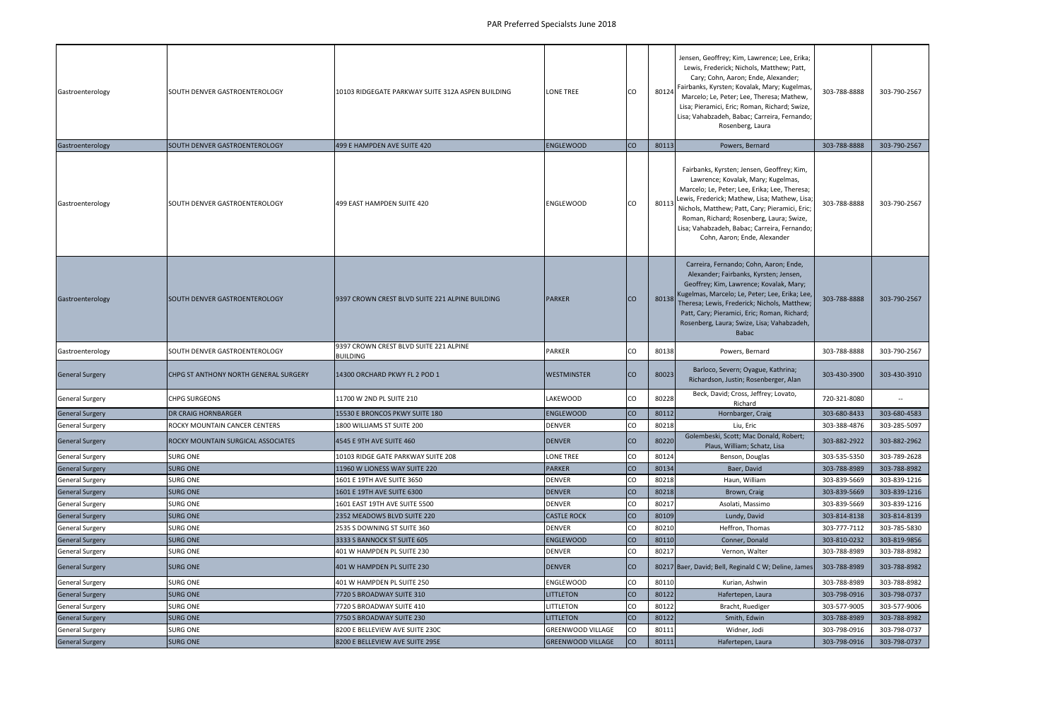| | | | | | | | | |
|---|---|---|---|---|---|---|---|---|
| Gastroenterology | SOUTH DENVER GASTROENTEROLOGY | 10103 RIDGEGATE PARKWAY SUITE 312A ASPEN BUILDING | LONE TREE | CO | 80124 | Jensen, Geoffrey; Kim, Lawrence; Lee, Erika; Lewis, Frederick; Nichols, Matthew; Patt, Cary; Cohn, Aaron; Ende, Alexander; Fairbanks, Kyrsten; Kovalak, Mary; Kugelmas, Marcelo; Le, Peter; Lee, Theresa; Mathew, Lisa; Pieramici, Eric; Roman, Richard; Swize, Lisa; Vahabzadeh, Babac; Carreira, Fernando; Rosenberg, Laura | 303-788-8888 | 303-790-2567 |
| Gastroenterology | SOUTH DENVER GASTROENTEROLOGY | 499 E HAMPDEN AVE SUITE 420 | ENGLEWOOD | CO | 80113 | Powers, Bernard | 303-788-8888 | 303-790-2567 |
| Gastroenterology | SOUTH DENVER GASTROENTEROLOGY | 499 EAST HAMPDEN SUITE 420 | ENGLEWOOD | CO | 80113 | Fairbanks, Kyrsten; Jensen, Geoffrey; Kim, Lawrence; Kovalak, Mary; Kugelmas, Marcelo; Le, Peter; Lee, Erika; Lee, Theresa; Lewis, Frederick; Mathew, Lisa; Mathew, Lisa; Nichols, Matthew; Patt, Cary; Pieramici, Eric; Roman, Richard; Rosenberg, Laura; Swize, Lisa; Vahabzadeh, Babac; Carreira, Fernando; Cohn, Aaron; Ende, Alexander | 303-788-8888 | 303-790-2567 |
| Gastroenterology | SOUTH DENVER GASTROENTEROLOGY | 9397 CROWN CREST BLVD SUITE 221 ALPINE BUILDING | PARKER | CO | 80138 | Carreira, Fernando; Cohn, Aaron; Ende, Alexander; Fairbanks, Kyrsten; Jensen, Geoffrey; Kim, Lawrence; Kovalak, Mary; Kugelmas, Marcelo; Le, Peter; Lee, Erika; Lee, Theresa; Lewis, Frederick; Nichols, Matthew; Patt, Cary; Pieramici, Eric; Roman, Richard; Rosenberg, Laura; Swize, Lisa; Vahabzadeh, Babac | 303-788-8888 | 303-790-2567 |
| Gastroenterology | SOUTH DENVER GASTROENTEROLOGY | 9397 CROWN CREST BLVD SUITE 221 ALPINE BUILDING | PARKER | CO | 80138 | Powers, Bernard | 303-788-8888 | 303-790-2567 |
| General Surgery | CHPG ST ANTHONY NORTH GENERAL SURGERY | 14300 ORCHARD PKWY FL 2 POD 1 | WESTMINSTER | CO | 80023 | Barloco, Severn; Oyague, Kathrina; Richardson, Justin; Rosenberger, Alan | 303-430-3900 | 303-430-3910 |
| General Surgery | CHPG SURGEONS | 11700 W 2ND PL SUITE 210 | LAKEWOOD | CO | 80228 | Beck, David; Cross, Jeffrey; Lovato, Richard | 720-321-8080 | -- |
| General Surgery | DR CRAIG HORNBARGER | 15530 E BRONCOS PKWY SUITE 180 | ENGLEWOOD | CO | 80112 | Hornbarger, Craig | 303-680-8433 | 303-680-4583 |
| General Surgery | ROCKY MOUNTAIN CANCER CENTERS | 1800 WILLIAMS ST SUITE 200 | DENVER | CO | 80218 | Liu, Eric | 303-388-4876 | 303-285-5097 |
| General Surgery | ROCKY MOUNTAIN SURGICAL ASSOCIATES | 4545 E 9TH AVE SUITE 460 | DENVER | CO | 80220 | Golembeski, Scott; Mac Donald, Robert; Plaus, William; Schatz, Lisa | 303-882-2922 | 303-882-2962 |
| General Surgery | SURG ONE | 10103 RIDGE GATE PARKWAY SUITE 208 | LONE TREE | CO | 80124 | Benson, Douglas | 303-535-5350 | 303-789-2628 |
| General Surgery | SURG ONE | 11960 W LIONESS WAY SUITE 220 | PARKER | CO | 80134 | Baer, David | 303-788-8989 | 303-788-8982 |
| General Surgery | SURG ONE | 1601 E 19TH AVE SUITE 3650 | DENVER | CO | 80218 | Haun, William | 303-839-5669 | 303-839-1216 |
| General Surgery | SURG ONE | 1601 E 19TH AVE SUITE 6300 | DENVER | CO | 80218 | Brown, Craig | 303-839-5669 | 303-839-1216 |
| General Surgery | SURG ONE | 1601 EAST 19TH AVE SUITE 5500 | DENVER | CO | 80217 | Asolati, Massimo | 303-839-5669 | 303-839-1216 |
| General Surgery | SURG ONE | 2352 MEADOWS BLVD SUITE 220 | CASTLE ROCK | CO | 80109 | Lundy, David | 303-814-8138 | 303-814-8139 |
| General Surgery | SURG ONE | 2535 S DOWNING ST SUITE 360 | DENVER | CO | 80210 | Heffron, Thomas | 303-777-7112 | 303-785-5830 |
| General Surgery | SURG ONE | 3333 S BANNOCK ST SUITE 605 | ENGLEWOOD | CO | 80110 | Conner, Donald | 303-810-0232 | 303-819-9856 |
| General Surgery | SURG ONE | 401 W HAMPDEN PL SUITE 230 | DENVER | CO | 80217 | Vernon, Walter | 303-788-8989 | 303-788-8982 |
| General Surgery | SURG ONE | 401 W HAMPDEN PL SUITE 230 | DENVER | CO | 80217 | Baer, David; Bell, Reginald C W; Deline, James | 303-788-8989 | 303-788-8982 |
| General Surgery | SURG ONE | 401 W HAMPDEN PL SUITE 250 | ENGLEWOOD | CO | 80110 | Kurian, Ashwin | 303-788-8989 | 303-788-8982 |
| General Surgery | SURG ONE | 7720 S BROADWAY SUITE 310 | LITTLETON | CO | 80122 | Hafertepen, Laura | 303-798-0916 | 303-798-0737 |
| General Surgery | SURG ONE | 7720 S BROADWAY SUITE 410 | LITTLETON | CO | 80122 | Bracht, Ruediger | 303-577-9005 | 303-577-9006 |
| General Surgery | SURG ONE | 7750 S BROADWAY SUITE 230 | LITTLETON | CO | 80122 | Smith, Edwin | 303-788-8989 | 303-788-8982 |
| General Surgery | SURG ONE | 8200 E BELLEVIEW AVE SUITE 230C | GREENWOOD VILLAGE | CO | 80111 | Widner, Jodi | 303-798-0916 | 303-798-0737 |
| General Surgery | SURG ONE | 8200 E BELLEVIEW AVE SUITE 295E | GREENWOOD VILLAGE | CO | 80111 | Hafertepen, Laura | 303-798-0916 | 303-798-0737 |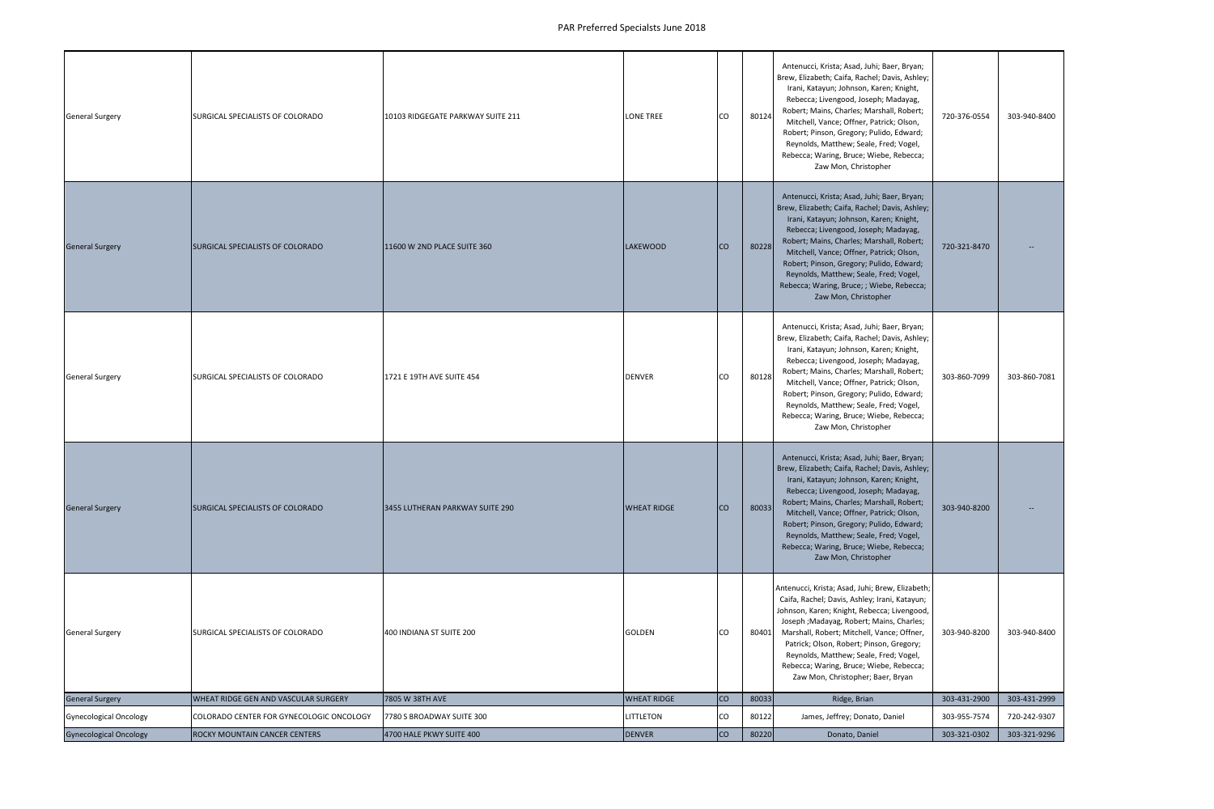| General Surgery | SURGICAL SPECIALISTS OF COLORADO | 10103 RIDGEGATE PARKWAY SUITE 211 | LONE TREE | CO | 80124 | Antenucci, Krista; Asad, Juhi; Baer, Bryan; Brew, Elizabeth; Caifa, Rachel; Davis, Ashley; Irani, Katayun; Johnson, Karen; Knight, Rebecca; Livengood, Joseph; Madayag, Robert; Mains, Charles; Marshall, Robert; Mitchell, Vance; Offner, Patrick; Olson, Robert; Pinson, Gregory; Pulido, Edward; Reynolds, Matthew; Seale, Fred; Vogel, Rebecca; Waring, Bruce; Wiebe, Rebecca; Zaw Mon, Christopher | 720-376-0554 | 303-940-8400 |
|---|---|---|---|---|---|---|---|---|
| General Surgery | SURGICAL SPECIALISTS OF COLORADO | 11600 W 2ND PLACE SUITE 360 | LAKEWOOD | CO | 80228 | Antenucci, Krista; Asad, Juhi; Baer, Bryan; Brew, Elizabeth; Caifa, Rachel; Davis, Ashley; Irani, Katayun; Johnson, Karen; Knight, Rebecca; Livengood, Joseph; Madayag, Robert; Mains, Charles; Marshall, Robert; Mitchell, Vance; Offner, Patrick; Olson, Robert; Pinson, Gregory; Pulido, Edward; Reynolds, Matthew; Seale, Fred; Vogel, Rebecca; Waring, Bruce; ; Wiebe, Rebecca; Zaw Mon, Christopher | 720-321-8470 | -- |
| General Surgery | SURGICAL SPECIALISTS OF COLORADO | 1721 E 19TH AVE SUITE 454 | DENVER | CO | 80128 | Antenucci, Krista; Asad, Juhi; Baer, Bryan; Brew, Elizabeth; Caifa, Rachel; Davis, Ashley; Irani, Katayun; Johnson, Karen; Knight, Rebecca; Livengood, Joseph; Madayag, Robert; Mains, Charles; Marshall, Robert; Mitchell, Vance; Offner, Patrick; Olson, Robert; Pinson, Gregory; Pulido, Edward; Reynolds, Matthew; Seale, Fred; Vogel, Rebecca; Waring, Bruce; Wiebe, Rebecca; Zaw Mon, Christopher | 303-860-7099 | 303-860-7081 |
| General Surgery | SURGICAL SPECIALISTS OF COLORADO | 3455 LUTHERAN PARKWAY SUITE 290 | WHEAT RIDGE | CO | 80033 | Antenucci, Krista; Asad, Juhi; Baer, Bryan; Brew, Elizabeth; Caifa, Rachel; Davis, Ashley; Irani, Katayun; Johnson, Karen; Knight, Rebecca; Livengood, Joseph; Madayag, Robert; Mains, Charles; Marshall, Robert; Mitchell, Vance; Offner, Patrick; Olson, Robert; Pinson, Gregory; Pulido, Edward; Reynolds, Matthew; Seale, Fred; Vogel, Rebecca; Waring, Bruce; Wiebe, Rebecca; Zaw Mon, Christopher | 303-940-8200 | -- |
| General Surgery | SURGICAL SPECIALISTS OF COLORADO | 400 INDIANA ST SUITE 200 | GOLDEN | CO | 80401 | Antenucci, Krista; Asad, Juhi; Brew, Elizabeth; Caifa, Rachel; Davis, Ashley; Irani, Katayun; Johnson, Karen; Knight, Rebecca; Livengood, Joseph ;Madayag, Robert; Mains, Charles; Marshall, Robert; Mitchell, Vance; Offner, Patrick; Olson, Robert; Pinson, Gregory; Reynolds, Matthew; Seale, Fred; Vogel, Rebecca; Waring, Bruce; Wiebe, Rebecca; Zaw Mon, Christopher; Baer, Bryan | 303-940-8200 | 303-940-8400 |
| General Surgery | WHEAT RIDGE GEN AND VASCULAR SURGERY | 7805 W 38TH AVE | WHEAT RIDGE | CO | 80033 | Ridge, Brian | 303-431-2900 | 303-431-2999 |
| Gynecological Oncology | COLORADO CENTER FOR GYNECOLOGIC ONCOLOGY | 7780 S BROADWAY SUITE 300 | LITTLETON | CO | 80122 | James, Jeffrey; Donato, Daniel | 303-955-7574 | 720-242-9307 |
| Gynecological Oncology | ROCKY MOUNTAIN CANCER CENTERS | 4700 HALE PKWY SUITE 400 | DENVER | CO | 80220 | Donato, Daniel | 303-321-0302 | 303-321-9296 |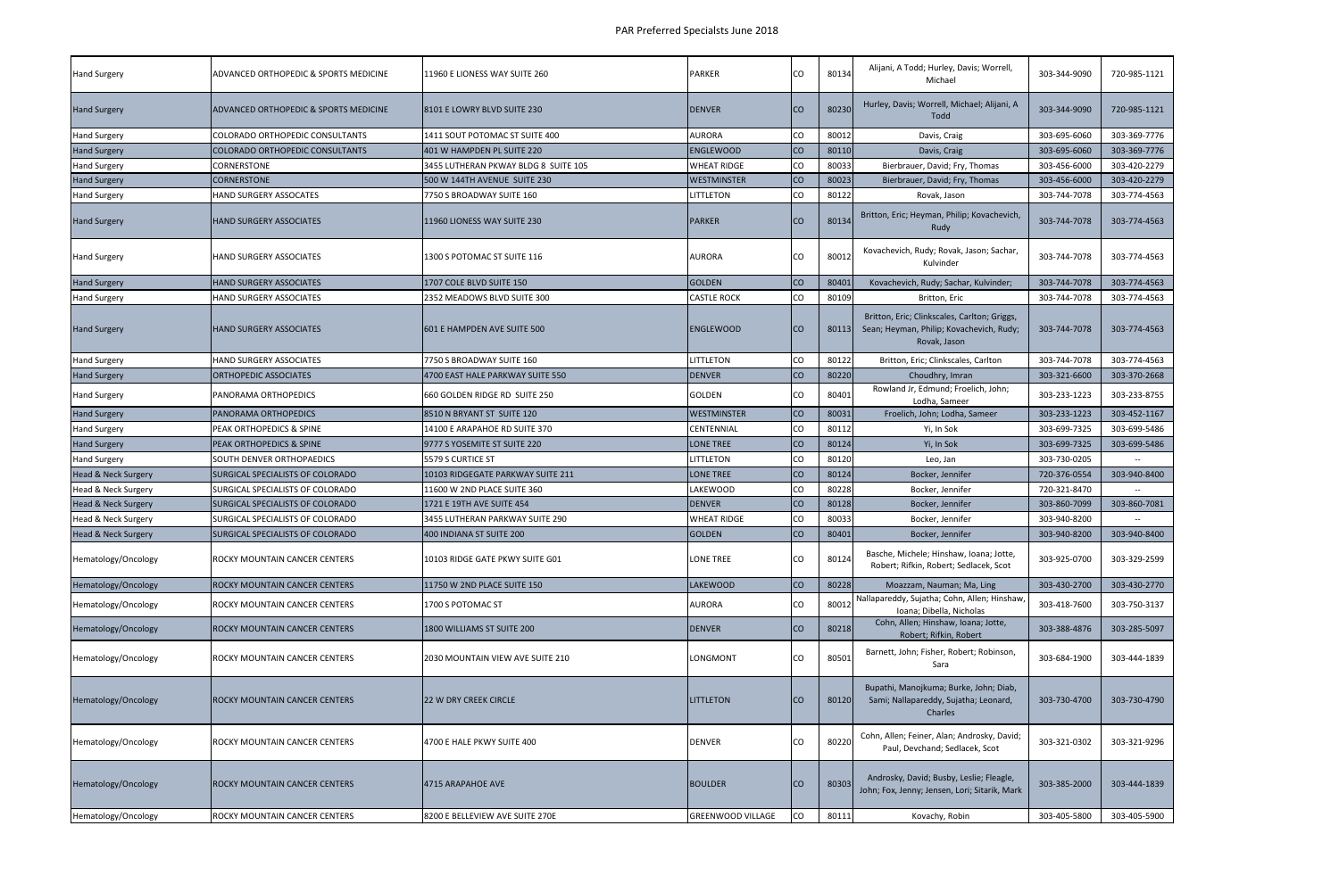| Hand Surgery | ADVANCED ORTHOPEDIC & SPORTS MEDICINE | 11960 E LIONESS WAY SUITE 260 | PARKER | CO | 80134 | Alijani, A Todd; Hurley, Davis; Worrell, Michael | 303-344-9090 | 720-985-1121 |
|---|---|---|---|---|---|---|---|---|
| Hand Surgery | ADVANCED ORTHOPEDIC & SPORTS MEDICINE | 8101 E LOWRY BLVD SUITE 230 | DENVER | CO | 80230 | Hurley, Davis; Worrell, Michael; Alijani, A Todd | 303-344-9090 | 720-985-1121 |
| Hand Surgery | COLORADO ORTHOPEDIC CONSULTANTS | 1411 SOUT POTOMAC ST SUITE 400 | AURORA | CO | 80012 | Davis, Craig | 303-695-6060 | 303-369-7776 |
| Hand Surgery | COLORADO ORTHOPEDIC CONSULTANTS | 401 W HAMPDEN PL SUITE 220 | ENGLEWOOD | CO | 80110 | Davis, Craig | 303-695-6060 | 303-369-7776 |
| Hand Surgery | CORNERSTONE | 3455 LUTHERAN PKWAY BLDG 8 SUITE 105 | WHEAT RIDGE | CO | 80033 | Bierbrauer, David; Fry, Thomas | 303-456-6000 | 303-420-2279 |
| Hand Surgery | CORNERSTONE | 500 W 144TH AVENUE SUITE 230 | WESTMINSTER | CO | 80023 | Bierbrauer, David; Fry, Thomas | 303-456-6000 | 303-420-2279 |
| Hand Surgery | HAND SURGERY ASSOCATES | 7750 S BROADWAY SUITE 160 | LITTLETON | CO | 80122 | Rovak, Jason | 303-744-7078 | 303-774-4563 |
| Hand Surgery | HAND SURGERY ASSOCIATES | 11960 LIONESS WAY SUITE 230 | PARKER | CO | 80134 | Britton, Eric; Heyman, Philip; Kovachevich, Rudy | 303-744-7078 | 303-774-4563 |
| Hand Surgery | HAND SURGERY ASSOCIATES | 1300 S POTOMAC ST SUITE 116 | AURORA | CO | 80012 | Kovachevich, Rudy; Rovak, Jason; Sachar, Kulvinder | 303-744-7078 | 303-774-4563 |
| Hand Surgery | HAND SURGERY ASSOCIATES | 1707 COLE BLVD SUITE 150 | GOLDEN | CO | 80401 | Kovachevich, Rudy; Sachar, Kulvinder; | 303-744-7078 | 303-774-4563 |
| Hand Surgery | HAND SURGERY ASSOCIATES | 2352 MEADOWS BLVD SUITE 300 | CASTLE ROCK | CO | 80109 | Britton, Eric | 303-744-7078 | 303-774-4563 |
| Hand Surgery | HAND SURGERY ASSOCIATES | 601 E HAMPDEN AVE SUITE 500 | ENGLEWOOD | CO | 80113 | Britton, Eric; Clinkscales, Carlton; Griggs, Sean; Heyman, Philip; Kovachevich, Rudy; Rovak, Jason | 303-744-7078 | 303-774-4563 |
| Hand Surgery | HAND SURGERY ASSOCIATES | 7750 S BROADWAY SUITE 160 | LITTLETON | CO | 80122 | Britton, Eric; Clinkscales, Carlton | 303-744-7078 | 303-774-4563 |
| Hand Surgery | ORTHOPEDIC ASSOCIATES | 4700 EAST HALE PARKWAY SUITE 550 | DENVER | CO | 80220 | Choudhry, Imran | 303-321-6600 | 303-370-2668 |
| Hand Surgery | PANORAMA ORTHOPEDICS | 660 GOLDEN RIDGE RD SUITE 250 | GOLDEN | CO | 80401 | Rowland Jr, Edmund; Froelich, John; Lodha, Sameer | 303-233-1223 | 303-233-8755 |
| Hand Surgery | PANORAMA ORTHOPEDICS | 8510 N BRYANT ST SUITE 120 | WESTMINSTER | CO | 80031 | Froelich, John; Lodha, Sameer | 303-233-1223 | 303-452-1167 |
| Hand Surgery | PEAK ORTHOPEDICS & SPINE | 14100 E ARAPAHOE RD SUITE 370 | CENTENNIAL | CO | 80112 | Yi, In Sok | 303-699-7325 | 303-699-5486 |
| Hand Surgery | PEAK ORTHOPEDICS & SPINE | 9777 S YOSEMITE ST SUITE 220 | LONE TREE | CO | 80124 | Yi, In Sok | 303-699-7325 | 303-699-5486 |
| Hand Surgery | SOUTH DENVER ORTHOPAEDICS | 5579 S CURTICE ST | LITTLETON | CO | 80120 | Leo, Jan | 303-730-0205 | -- |
| Head & Neck Surgery | SURGICAL SPECIALISTS OF COLORADO | 10103 RIDGEGATE PARKWAY SUITE 211 | LONE TREE | CO | 80124 | Bocker, Jennifer | 720-376-0554 | 303-940-8400 |
| Head & Neck Surgery | SURGICAL SPECIALISTS OF COLORADO | 11600 W 2ND PLACE SUITE 360 | LAKEWOOD | CO | 80228 | Bocker, Jennifer | 720-321-8470 | -- |
| Head & Neck Surgery | SURGICAL SPECIALISTS OF COLORADO | 1721 E 19TH AVE SUITE 454 | DENVER | CO | 80128 | Bocker, Jennifer | 303-860-7099 | 303-860-7081 |
| Head & Neck Surgery | SURGICAL SPECIALISTS OF COLORADO | 3455 LUTHERAN PARKWAY SUITE 290 | WHEAT RIDGE | CO | 80033 | Bocker, Jennifer | 303-940-8200 | -- |
| Head & Neck Surgery | SURGICAL SPECIALISTS OF COLORADO | 400 INDIANA ST SUITE 200 | GOLDEN | CO | 80401 | Bocker, Jennifer | 303-940-8200 | 303-940-8400 |
| Hematology/Oncology | ROCKY MOUNTAIN CANCER CENTERS | 10103 RIDGE GATE PKWY SUITE G01 | LONE TREE | CO | 80124 | Basche, Michele; Hinshaw, Ioana; Jotte, Robert; Rifkin, Robert; Sedlacek, Scot | 303-925-0700 | 303-329-2599 |
| Hematology/Oncology | ROCKY MOUNTAIN CANCER CENTERS | 11750 W 2ND PLACE SUITE 150 | LAKEWOOD | CO | 80228 | Moazzam, Nauman; Ma, Ling | 303-430-2700 | 303-430-2770 |
| Hematology/Oncology | ROCKY MOUNTAIN CANCER CENTERS | 1700 S POTOMAC ST | AURORA | CO | 80012 | Nallapareddy, Sujatha; Cohn, Allen; Hinshaw, Ioana; Dibella, Nicholas | 303-418-7600 | 303-750-3137 |
| Hematology/Oncology | ROCKY MOUNTAIN CANCER CENTERS | 1800 WILLIAMS ST SUITE 200 | DENVER | CO | 80218 | Cohn, Allen; Hinshaw, Ioana; Jotte, Robert; Rifkin, Robert | 303-388-4876 | 303-285-5097 |
| Hematology/Oncology | ROCKY MOUNTAIN CANCER CENTERS | 2030 MOUNTAIN VIEW AVE SUITE 210 | LONGMONT | CO | 80501 | Barnett, John; Fisher, Robert; Robinson, Sara | 303-684-1900 | 303-444-1839 |
| Hematology/Oncology | ROCKY MOUNTAIN CANCER CENTERS | 22 W DRY CREEK CIRCLE | LITTLETON | CO | 80120 | Bupathi, Manojkuma; Burke, John; Diab, Sami; Nallapareddy, Sujatha; Leonard, Charles | 303-730-4700 | 303-730-4790 |
| Hematology/Oncology | ROCKY MOUNTAIN CANCER CENTERS | 4700 E HALE PKWY SUITE 400 | DENVER | CO | 80220 | Cohn, Allen; Feiner, Alan; Androsky, David; Paul, Devchand; Sedlacek, Scot | 303-321-0302 | 303-321-9296 |
| Hematology/Oncology | ROCKY MOUNTAIN CANCER CENTERS | 4715 ARAPAHOE AVE | BOULDER | CO | 80303 | Androsky, David; Busby, Leslie; Fleagle, John; Fox, Jenny; Jensen, Lori; Sitarik, Mark | 303-385-2000 | 303-444-1839 |
| Hematology/Oncology | ROCKY MOUNTAIN CANCER CENTERS | 8200 E BELLEVIEW AVE SUITE 270E | GREENWOOD VILLAGE | CO | 80111 | Kovachy, Robin | 303-405-5800 | 303-405-5900 |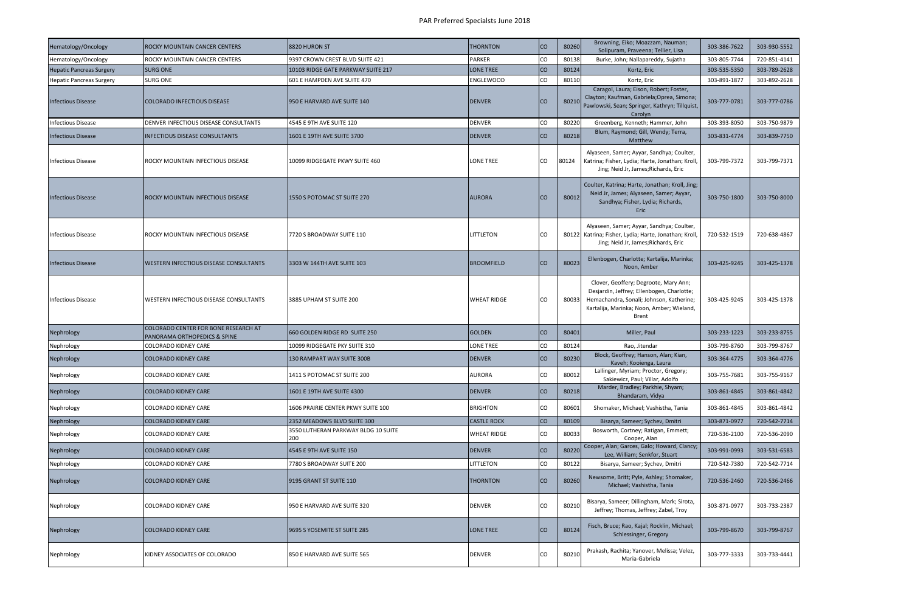| | | | | | | | | |
|---|---|---|---|---|---|---|---|---|
| Hematology/Oncology | ROCKY MOUNTAIN CANCER CENTERS | 8820 HURON ST | THORNTON | CO | 80260 | Browning, Eiko; Moazzam, Nauman; Solipuram, Praveena; Tellier, Lisa | 303-386-7622 | 303-930-5552 |
| Hematology/Oncology | ROCKY MOUNTAIN CANCER CENTERS | 9397 CROWN CREST BLVD SUITE 421 | PARKER | CO | 80138 | Burke, John; Nallapareddy, Sujatha | 303-805-7744 | 720-851-4141 |
| Hepatic Pancreas Surgery | SURG ONE | 10103 RIDGE GATE PARKWAY SUITE 217 | LONE TREE | CO | 80124 | Kortz, Eric | 303-535-5350 | 303-789-2628 |
| Hepatic Pancreas Surgery | SURG ONE | 601 E HAMPDEN AVE SUITE 470 | ENGLEWOOD | CO | 80110 | Kortz, Eric | 303-891-1877 | 303-892-2628 |
| Infectious Disease | COLORADO INFECTIOUS DISEASE | 950 E HARVARD AVE SUITE 140 | DENVER | CO | 80210 | Caragol, Laura; Eison, Robert; Foster, Clayton; Kaufman, Gabriela;Oprea, Simona; Pawlowski, Sean; Springer, Kathryn; Tillquist, Carolyn | 303-777-0781 | 303-777-0786 |
| Infectious Disease | DENVER INFECTIOUS DISEASE CONSULTANTS | 4545 E 9TH AVE SUITE 120 | DENVER | CO | 80220 | Greenberg, Kenneth; Hammer, John | 303-393-8050 | 303-750-9879 |
| Infectious Disease | INFECTIOUS DISEASE CONSULTANTS | 1601 E 19TH AVE SUITE 3700 | DENVER | CO | 80218 | Blum, Raymond; Gill, Wendy; Terra, Matthew | 303-831-4774 | 303-839-7750 |
| Infectious Disease | ROCKY MOUNTAIN INFECTIOUS DISEASE | 10099 RIDGEGATE PKWY SUITE 460 | LONE TREE | CO | 80124 | Alyaseen, Samer; Ayyar, Sandhya; Coulter, Katrina; Fisher, Lydia; Harte, Jonathan; Kroll, Jing; Neid Jr, James;Richards, Eric | 303-799-7372 | 303-799-7371 |
| Infectious Disease | ROCKY MOUNTAIN INFECTIOUS DISEASE | 1550 S POTOMAC ST SUITE 270 | AURORA | CO | 80012 | Coulter, Katrina; Harte, Jonathan; Kroll, Jing; Neid Jr, James; Alyaseen, Samer; Ayyar, Sandhya; Fisher, Lydia; Richards, Eric | 303-750-1800 | 303-750-8000 |
| Infectious Disease | ROCKY MOUNTAIN INFECTIOUS DISEASE | 7720 S BROADWAY SUITE 110 | LITTLETON | CO | 80122 | Alyaseen, Samer; Ayyar, Sandhya; Coulter, Katrina; Fisher, Lydia; Harte, Jonathan; Kroll, Jing; Neid Jr, James;Richards, Eric | 720-532-1519 | 720-638-4867 |
| Infectious Disease | WESTERN INFECTIOUS DISEASE CONSULTANTS | 3303 W 144TH AVE SUITE 103 | BROOMFIELD | CO | 80023 | Ellenbogen, Charlotte; Kartalija, Marinka; Noon, Amber | 303-425-9245 | 303-425-1378 |
| Infectious Disease | WESTERN INFECTIOUS DISEASE CONSULTANTS | 3885 UPHAM ST SUITE 200 | WHEAT RIDGE | CO | 80033 | Clover, Geoffery; Degroote, Mary Ann; Desjardin, Jeffrey; Ellenbogen, Charlotte; Hemachandra, Sonali; Johnson, Katherine; Kartalija, Marinka; Noon, Amber; Wieland, Brent | 303-425-9245 | 303-425-1378 |
| Nephrology | COLORADO CENTER FOR BONE RESEARCH AT PANORAMA ORTHOPEDICS & SPINE | 660 GOLDEN RIDGE RD SUITE 250 | GOLDEN | CO | 80401 | Miller, Paul | 303-233-1223 | 303-233-8755 |
| Nephrology | COLORADO KIDNEY CARE | 10099 RIDGEGATE PKY SUITE 310 | LONE TREE | CO | 80124 | Rao, Jitendar | 303-799-8760 | 303-799-8767 |
| Nephrology | COLORADO KIDNEY CARE | 130 RAMPART WAY SUITE 300B | DENVER | CO | 80230 | Block, Geoffrey; Hanson, Alan; Kian, Kaveh; Kooienga, Laura | 303-364-4775 | 303-364-4776 |
| Nephrology | COLORADO KIDNEY CARE | 1411 S POTOMAC ST SUITE 200 | AURORA | CO | 80012 | Lallinger, Myriam; Proctor, Gregory; Sakiewicz, Paul; Villar, Adolfo | 303-755-7681 | 303-755-9167 |
| Nephrology | COLORADO KIDNEY CARE | 1601 E 19TH AVE SUITE 4300 | DENVER | CO | 80218 | Marder, Bradley; Parkhie, Shyam; Bhandaram, Vidya | 303-861-4845 | 303-861-4842 |
| Nephrology | COLORADO KIDNEY CARE | 1606 PRAIRIE CENTER PKWY SUITE 100 | BRIGHTON | CO | 80601 | Shomaker, Michael; Vashistha, Tania | 303-861-4845 | 303-861-4842 |
| Nephrology | COLORADO KIDNEY CARE | 2352 MEADOWS BLVD SUITE 300 | CASTLE ROCK | CO | 80109 | Bisarya, Sameer; Sychev, Dmitri | 303-871-0977 | 720-542-7714 |
| Nephrology | COLORADO KIDNEY CARE | 3550 LUTHERAN PARKWAY BLDG 10 SUITE 200 | WHEAT RIDGE | CO | 80033 | Bosworth, Cortney; Ratigan, Emmett; Cooper, Alan | 720-536-2100 | 720-536-2090 |
| Nephrology | COLORADO KIDNEY CARE | 4545 E 9TH AVE SUITE 150 | DENVER | CO | 80220 | Cooper, Alan; Garces, Galo; Howard, Clancy; Lee, William; Senkfor, Stuart | 303-991-0993 | 303-531-6583 |
| Nephrology | COLORADO KIDNEY CARE | 7780 S BROADWAY SUITE 200 | LITTLETON | CO | 80122 | Bisarya, Sameer; Sychev, Dmitri | 720-542-7380 | 720-542-7714 |
| Nephrology | COLORADO KIDNEY CARE | 9195 GRANT ST SUITE 110 | THORNTON | CO | 80260 | Newsome, Britt; Pyle, Ashley; Shomaker, Michael; Vashistha, Tania | 720-536-2460 | 720-536-2466 |
| Nephrology | COLORADO KIDNEY CARE | 950 E HARVARD AVE SUITE 320 | DENVER | CO | 80210 | Bisarya, Sameer; Dillingham, Mark; Sirota, Jeffrey; Thomas, Jeffrey; Zabel, Troy | 303-871-0977 | 303-733-2387 |
| Nephrology | COLORADO KIDNEY CARE | 9695 S YOSEMITE ST SUITE 285 | LONE TREE | CO | 80124 | Fisch, Bruce; Rao, Kajal; Rocklin, Michael; Schlessinger, Gregory | 303-799-8670 | 303-799-8767 |
| Nephrology | KIDNEY ASSOCIATES OF COLORADO | 850 E HARVARD AVE SUITE 565 | DENVER | CO | 80210 | Prakash, Rachita; Yanover, Melissa; Velez, Maria-Gabriela | 303-777-3333 | 303-733-4441 |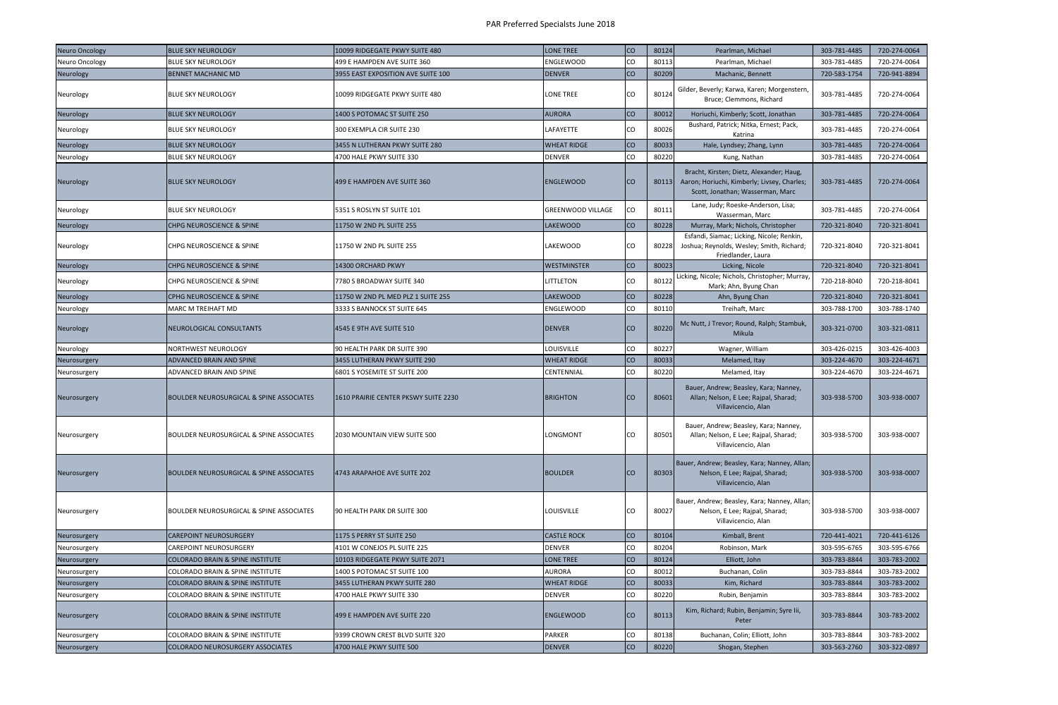| | | | | | | | | |
|---|---|---|---|---|---|---|---|---|
| Neuro Oncology | BLUE SKY NEUROLOGY | 10099 RIDGEGATE PKWY SUITE 480 | LONE TREE | CO | 80124 | Pearlman, Michael | 303-781-4485 | 720-274-0064 |
| Neuro Oncology | BLUE SKY NEUROLOGY | 499 E HAMPDEN AVE SUITE 360 | ENGLEWOOD | CO | 80113 | Pearlman, Michael | 303-781-4485 | 720-274-0064 |
| Neurology | BENNET MACHANIC MD | 3955 EAST EXPOSITION AVE SUITE 100 | DENVER | CO | 80209 | Machanic, Bennett | 720-583-1754 | 720-941-8894 |
| Neurology | BLUE SKY NEUROLOGY | 10099 RIDGEGATE PKWY SUITE 480 | LONE TREE | CO | 80124 | Gilder, Beverly; Karwa, Karen; Morgenstern, Bruce; Clemmons, Richard | 303-781-4485 | 720-274-0064 |
| Neurology | BLUE SKY NEUROLOGY | 1400 S POTOMAC ST SUITE 250 | AURORA | CO | 80012 | Horiuchi, Kimberly; Scott, Jonathan | 303-781-4485 | 720-274-0064 |
| Neurology | BLUE SKY NEUROLOGY | 300 EXEMPLA CIR SUITE 230 | LAFAYETTE | CO | 80026 | Bushard, Patrick; Nitka, Ernest; Pack, Katrina | 303-781-4485 | 720-274-0064 |
| Neurology | BLUE SKY NEUROLOGY | 3455 N LUTHERAN PKWY SUITE 280 | WHEAT RIDGE | CO | 80033 | Hale, Lyndsey; Zhang, Lynn | 303-781-4485 | 720-274-0064 |
| Neurology | BLUE SKY NEUROLOGY | 4700 HALE PKWY SUITE 330 | DENVER | CO | 80220 | Kung, Nathan | 303-781-4485 | 720-274-0064 |
| Neurology | BLUE SKY NEUROLOGY | 499 E HAMPDEN AVE SUITE 360 | ENGLEWOOD | CO | 80113 | Bracht, Kirsten; Dietz, Alexander; Haug, Aaron; Horiuchi, Kimberly; Livsey, Charles; Scott, Jonathan; Wasserman, Marc | 303-781-4485 | 720-274-0064 |
| Neurology | BLUE SKY NEUROLOGY | 5351 S ROSLYN ST SUITE 101 | GREENWOOD VILLAGE | CO | 80111 | Lane, Judy; Roeske-Anderson, Lisa; Wasserman, Marc | 303-781-4485 | 720-274-0064 |
| Neurology | CHPG NEUROSCIENCE & SPINE | 11750 W 2ND PL SUITE 255 | LAKEWOOD | CO | 80228 | Murray, Mark; Nichols, Christopher | 720-321-8040 | 720-321-8041 |
| Neurology | CHPG NEUROSCIENCE & SPINE | 11750 W 2ND PL SUITE 255 | LAKEWOOD | CO | 80228 | Esfandi, Siamac; Licking, Nicole; Renkin, Joshua; Reynolds, Wesley; Smith, Richard; Friedlander, Laura | 720-321-8040 | 720-321-8041 |
| Neurology | CHPG NEUROSCIENCE & SPINE | 14300 ORCHARD PKWY | WESTMINSTER | CO | 80023 | Licking, Nicole | 720-321-8040 | 720-321-8041 |
| Neurology | CHPG NEUROSCIENCE & SPINE | 7780 S BROADWAY SUITE 340 | LITTLETON | CO | 80122 | Licking, Nicole; Nichols, Christopher; Murray, Mark; Ahn, Byung Chan | 720-218-8040 | 720-218-8041 |
| Neurology | CPHG NEUROSCIENCE & SPINE | 11750 W 2ND PL MED PLZ 1 SUITE 255 | LAKEWOOD | CO | 80228 | Ahn, Byung Chan | 720-321-8040 | 720-321-8041 |
| Neurology | MARC M TREIHAFT MD | 3333 S BANNOCK ST SUITE 645 | ENGLEWOOD | CO | 80110 | Treihaft, Marc | 303-788-1700 | 303-788-1740 |
| Neurology | NEUROLOGICAL CONSULTANTS | 4545 E 9TH AVE SUITE 510 | DENVER | CO | 80220 | Mc Nutt, J Trevor; Round, Ralph; Stambuk, Mikula | 303-321-0700 | 303-321-0811 |
| Neurology | NORTHWEST NEUROLOGY | 90 HEALTH PARK DR SUITE 390 | LOUISVILLE | CO | 80227 | Wagner, William | 303-426-0215 | 303-426-4003 |
| Neurosurgery | ADVANCED BRAIN AND SPINE | 3455 LUTHERAN PKWY SUITE 290 | WHEAT RIDGE | CO | 80033 | Melamed, Itay | 303-224-4670 | 303-224-4671 |
| Neurosurgery | ADVANCED BRAIN AND SPINE | 6801 S YOSEMITE ST SUITE 200 | CENTENNIAL | CO | 80220 | Melamed, Itay | 303-224-4670 | 303-224-4671 |
| Neurosurgery | BOULDER NEUROSURGICAL & SPINE ASSOCIATES | 1610 PRAIRIE CENTER PKSWY SUITE 2230 | BRIGHTON | CO | 80601 | Bauer, Andrew; Beasley, Kara; Nanney, Allan; Nelson, E Lee; Rajpal, Sharad; Villavicencio, Alan | 303-938-5700 | 303-938-0007 |
| Neurosurgery | BOULDER NEUROSURGICAL & SPINE ASSOCIATES | 2030 MOUNTAIN VIEW SUITE 500 | LONGMONT | CO | 80501 | Bauer, Andrew; Beasley, Kara; Nanney, Allan; Nelson, E Lee; Rajpal, Sharad; Villavicencio, Alan | 303-938-5700 | 303-938-0007 |
| Neurosurgery | BOULDER NEUROSURGICAL & SPINE ASSOCIATES | 4743 ARAPAHOE AVE SUITE 202 | BOULDER | CO | 80303 | Bauer, Andrew; Beasley, Kara; Nanney, Allan; Nelson, E Lee; Rajpal, Sharad; Villavicencio, Alan | 303-938-5700 | 303-938-0007 |
| Neurosurgery | BOULDER NEUROSURGICAL & SPINE ASSOCIATES | 90 HEALTH PARK DR SUITE 300 | LOUISVILLE | CO | 80027 | Bauer, Andrew; Beasley, Kara; Nanney, Allan; Nelson, E Lee; Rajpal, Sharad; Villavicencio, Alan | 303-938-5700 | 303-938-0007 |
| Neurosurgery | CAREPOINT NEUROSURGERY | 1175 S PERRY ST SUITE 250 | CASTLE ROCK | CO | 80104 | Kimball, Brent | 720-441-4021 | 720-441-6126 |
| Neurosurgery | CAREPOINT NEUROSURGERY | 4101 W CONEJOS PL SUITE 225 | DENVER | CO | 80204 | Robinson, Mark | 303-595-6765 | 303-595-6766 |
| Neurosurgery | COLORADO BRAIN & SPINE INSTITUTE | 10103 RIDGEGATE PKWY SUITE 2071 | LONE TREE | CO | 80124 | Elliott, John | 303-783-8844 | 303-783-2002 |
| Neurosurgery | COLORADO BRAIN & SPINE INSTITUTE | 1400 S POTOMAC ST SUITE 100 | AURORA | CO | 80012 | Buchanan, Colin | 303-783-8844 | 303-783-2002 |
| Neurosurgery | COLORADO BRAIN & SPINE INSTITUTE | 3455 LUTHERAN PKWY SUITE 280 | WHEAT RIDGE | CO | 80033 | Kim, Richard | 303-783-8844 | 303-783-2002 |
| Neurosurgery | COLORADO BRAIN & SPINE INSTITUTE | 4700 HALE PKWY SUITE 330 | DENVER | CO | 80220 | Rubin, Benjamin | 303-783-8844 | 303-783-2002 |
| Neurosurgery | COLORADO BRAIN & SPINE INSTITUTE | 499 E HAMPDEN AVE SUITE 220 | ENGLEWOOD | CO | 80113 | Kim, Richard; Rubin, Benjamin; Syre Iii, Peter | 303-783-8844 | 303-783-2002 |
| Neurosurgery | COLORADO BRAIN & SPINE INSTITUTE | 9399 CROWN CREST BLVD SUITE 320 | PARKER | CO | 80138 | Buchanan, Colin; Elliott, John | 303-783-8844 | 303-783-2002 |
| Neurosurgery | COLORADO NEUROSURGERY ASSOCIATES | 4700 HALE PKWY SUITE 500 | DENVER | CO | 80220 | Shogan, Stephen | 303-563-2760 | 303-322-0897 |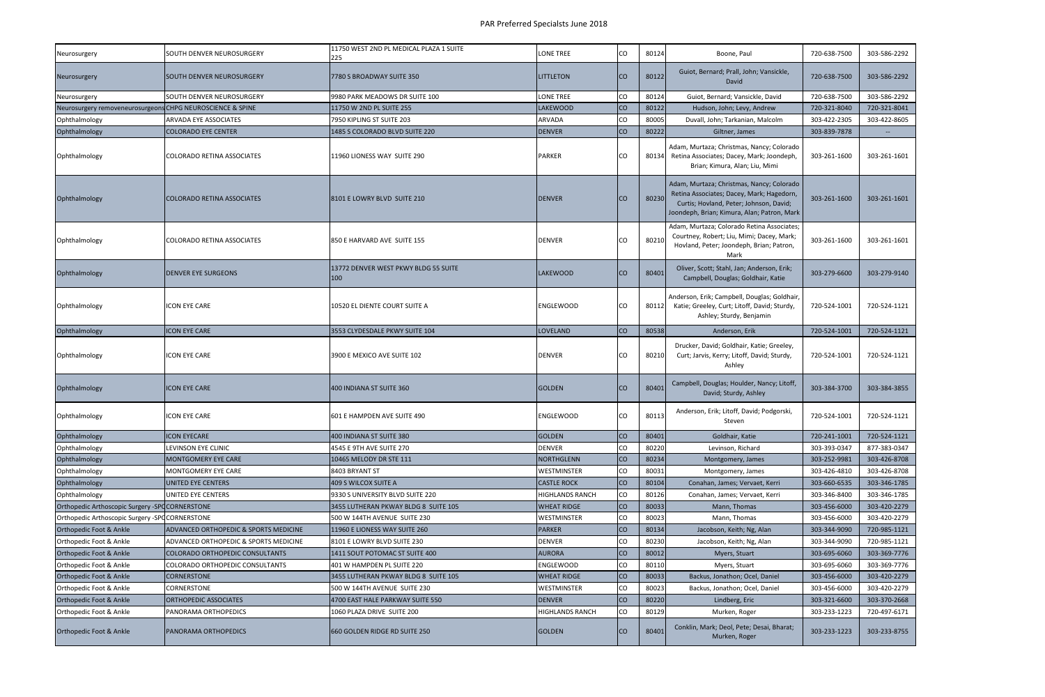# PAR Preferred Specialsts June 2018

| | | | | | | | | |
|---|---|---|---|---|---|---|---|---|
| Neurosurgery | SOUTH DENVER NEUROSURGERY | 11750 WEST 2ND PL MEDICAL PLAZA 1 SUITE 225 | LONE TREE | CO | 80124 | Boone, Paul | 720-638-7500 | 303-586-2292 |
| Neurosurgery | SOUTH DENVER NEUROSURGERY | 7780 S BROADWAY SUITE 350 | LITTLETON | CO | 80122 | Guiot, Bernard; Prall, John; Vansickle, David | 720-638-7500 | 303-586-2292 |
| Neurosurgery | SOUTH DENVER NEUROSURGERY | 9980 PARK MEADOWS DR SUITE 100 | LONE TREE | CO | 80124 | Guiot, Bernard; Vansickle, David | 720-638-7500 | 303-586-2292 |
| Neurosurgery removeneurosurgeons | CHPG NEUROSCIENCE & SPINE | 11750 W 2ND PL SUITE 255 | LAKEWOOD | CO | 80122 | Hudson, John; Levy, Andrew | 720-321-8040 | 720-321-8041 |
| Ophthalmology | ARVADA EYE ASSOCIATES | 7950 KIPLING ST SUITE 203 | ARVADA | CO | 80005 | Duvall, John; Tarkanian, Malcolm | 303-422-2305 | 303-422-8605 |
| Ophthalmology | COLORADO EYE CENTER | 1485 S COLORADO BLVD SUITE 220 | DENVER | CO | 80222 | Giltner, James | 303-839-7878 | -- |
| Ophthalmology | COLORADO RETINA ASSOCIATES | 11960 LIONESS WAY SUITE 290 | PARKER | CO | 80134 | Adam, Murtaza; Christmas, Nancy; Colorado Retina Associates; Dacey, Mark; Joondeph, Brian; Kimura, Alan; Liu, Mimi | 303-261-1600 | 303-261-1601 |
| Ophthalmology | COLORADO RETINA ASSOCIATES | 8101 E LOWRY BLVD SUITE 210 | DENVER | CO | 80230 | Adam, Murtaza; Christmas, Nancy; Colorado Retina Associates; Dacey, Mark; Hagedorn, Curtis; Hovland, Peter; Johnson, David; Joondeph, Brian; Kimura, Alan; Patron, Mark | 303-261-1600 | 303-261-1601 |
| Ophthalmology | COLORADO RETINA ASSOCIATES | 850 E HARVARD AVE SUITE 155 | DENVER | CO | 80210 | Adam, Murtaza; Colorado Retina Associates; Courtney, Robert; Liu, Mimi; Dacey, Mark; Hovland, Peter; Joondeph, Brian; Patron, Mark | 303-261-1600 | 303-261-1601 |
| Ophthalmology | DENVER EYE SURGEONS | 13772 DENVER WEST PKWY BLDG 55 SUITE 100 | LAKEWOOD | CO | 80401 | Oliver, Scott; Stahl, Jan; Anderson, Erik; Campbell, Douglas; Goldhair, Katie | 303-279-6600 | 303-279-9140 |
| Ophthalmology | ICON EYE CARE | 10520 EL DIENTE COURT SUITE A | ENGLEWOOD | CO | 80112 | Anderson, Erik; Campbell, Douglas; Goldhair, Katie; Greeley, Curt; Litoff, David; Sturdy, Ashley; Sturdy, Benjamin | 720-524-1001 | 720-524-1121 |
| Ophthalmology | ICON EYE CARE | 3553 CLYDESDALE PKWY SUITE 104 | LOVELAND | CO | 80538 | Anderson, Erik | 720-524-1001 | 720-524-1121 |
| Ophthalmology | ICON EYE CARE | 3900 E MEXICO AVE SUITE 102 | DENVER | CO | 80210 | Drucker, David; Goldhair, Katie; Greeley, Curt; Jarvis, Kerry; Litoff, David; Sturdy, Ashley | 720-524-1001 | 720-524-1121 |
| Ophthalmology | ICON EYE CARE | 400 INDIANA ST SUITE 360 | GOLDEN | CO | 80401 | Campbell, Douglas; Houlder, Nancy; Litoff, David; Sturdy, Ashley | 303-384-3700 | 303-384-3855 |
| Ophthalmology | ICON EYE CARE | 601 E HAMPDEN AVE SUITE 490 | ENGLEWOOD | CO | 80113 | Anderson, Erik; Litoff, David; Podgorski, Steven | 720-524-1001 | 720-524-1121 |
| Ophthalmology | ICON EYECARE | 400 INDIANA ST SUITE 380 | GOLDEN | CO | 80401 | Goldhair, Katie | 720-241-1001 | 720-524-1121 |
| Ophthalmology | LEVINSON EYE CLINIC | 4545 E 9TH AVE SUITE 270 | DENVER | CO | 80220 | Levinson, Richard | 303-393-0347 | 877-383-0347 |
| Ophthalmology | MONTGOMERY EYE CARE | 10465 MELODY DR STE 111 | NORTHGLENN | CO | 80234 | Montgomery, James | 303-252-9981 | 303-426-8708 |
| Ophthalmology | MONTGOMERY EYE CARE | 8403 BRYANT ST | WESTMINSTER | CO | 80031 | Montgomery, James | 303-426-4810 | 303-426-8708 |
| Ophthalmology | UNITED EYE CENTERS | 409 S WILCOX SUITE A | CASTLE ROCK | CO | 80104 | Conahan, James; Vervaet, Kerri | 303-660-6535 | 303-346-1785 |
| Ophthalmology | UNITED EYE CENTERS | 9330 S UNIVERSITY BLVD SUITE 220 | HIGHLANDS RANCH | CO | 80126 | Conahan, James; Vervaet, Kerri | 303-346-8400 | 303-346-1785 |
| Orthopedic Arthoscopic Surgery -SPC | CORNERSTONE | 3455 LUTHERAN PKWAY BLDG 8 SUITE 105 | WHEAT RIDGE | CO | 80033 | Mann, Thomas | 303-456-6000 | 303-420-2279 |
| Orthopedic Arthoscopic Surgery -SPC | CORNERSTONE | 500 W 144TH AVENUE SUITE 230 | WESTMINSTER | CO | 80023 | Mann, Thomas | 303-456-6000 | 303-420-2279 |
| Orthopedic Foot & Ankle | ADVANCED ORTHOPEDIC & SPORTS MEDICINE | 11960 E LIONESS WAY SUITE 260 | PARKER | CO | 80134 | Jacobson, Keith; Ng, Alan | 303-344-9090 | 720-985-1121 |
| Orthopedic Foot & Ankle | ADVANCED ORTHOPEDIC & SPORTS MEDICINE | 8101 E LOWRY BLVD SUITE 230 | DENVER | CO | 80230 | Jacobson, Keith; Ng, Alan | 303-344-9090 | 720-985-1121 |
| Orthopedic Foot & Ankle | COLORADO ORTHOPEDIC CONSULTANTS | 1411 SOUT POTOMAC ST SUITE 400 | AURORA | CO | 80012 | Myers, Stuart | 303-695-6060 | 303-369-7776 |
| Orthopedic Foot & Ankle | COLORADO ORTHOPEDIC CONSULTANTS | 401 W HAMPDEN PL SUITE 220 | ENGLEWOOD | CO | 80110 | Myers, Stuart | 303-695-6060 | 303-369-7776 |
| Orthopedic Foot & Ankle | CORNERSTONE | 3455 LUTHERAN PKWAY BLDG 8 SUITE 105 | WHEAT RIDGE | CO | 80033 | Backus, Jonathon; Ocel, Daniel | 303-456-6000 | 303-420-2279 |
| Orthopedic Foot & Ankle | CORNERSTONE | 500 W 144TH AVENUE SUITE 230 | WESTMINSTER | CO | 80023 | Backus, Jonathon; Ocel, Daniel | 303-456-6000 | 303-420-2279 |
| Orthopedic Foot & Ankle | ORTHOPEDIC ASSOCIATES | 4700 EAST HALE PARKWAY SUITE 550 | DENVER | CO | 80220 | Lindberg, Eric | 303-321-6600 | 303-370-2668 |
| Orthopedic Foot & Ankle | PANORAMA ORTHOPEDICS | 1060 PLAZA DRIVE SUITE 200 | HIGHLANDS RANCH | CO | 80129 | Murken, Roger | 303-233-1223 | 720-497-6171 |
| Orthopedic Foot & Ankle | PANORAMA ORTHOPEDICS | 660 GOLDEN RIDGE RD SUITE 250 | GOLDEN | CO | 80401 | Conklin, Mark; Deol, Pete; Desai, Bharat; Murken, Roger | 303-233-1223 | 303-233-8755 |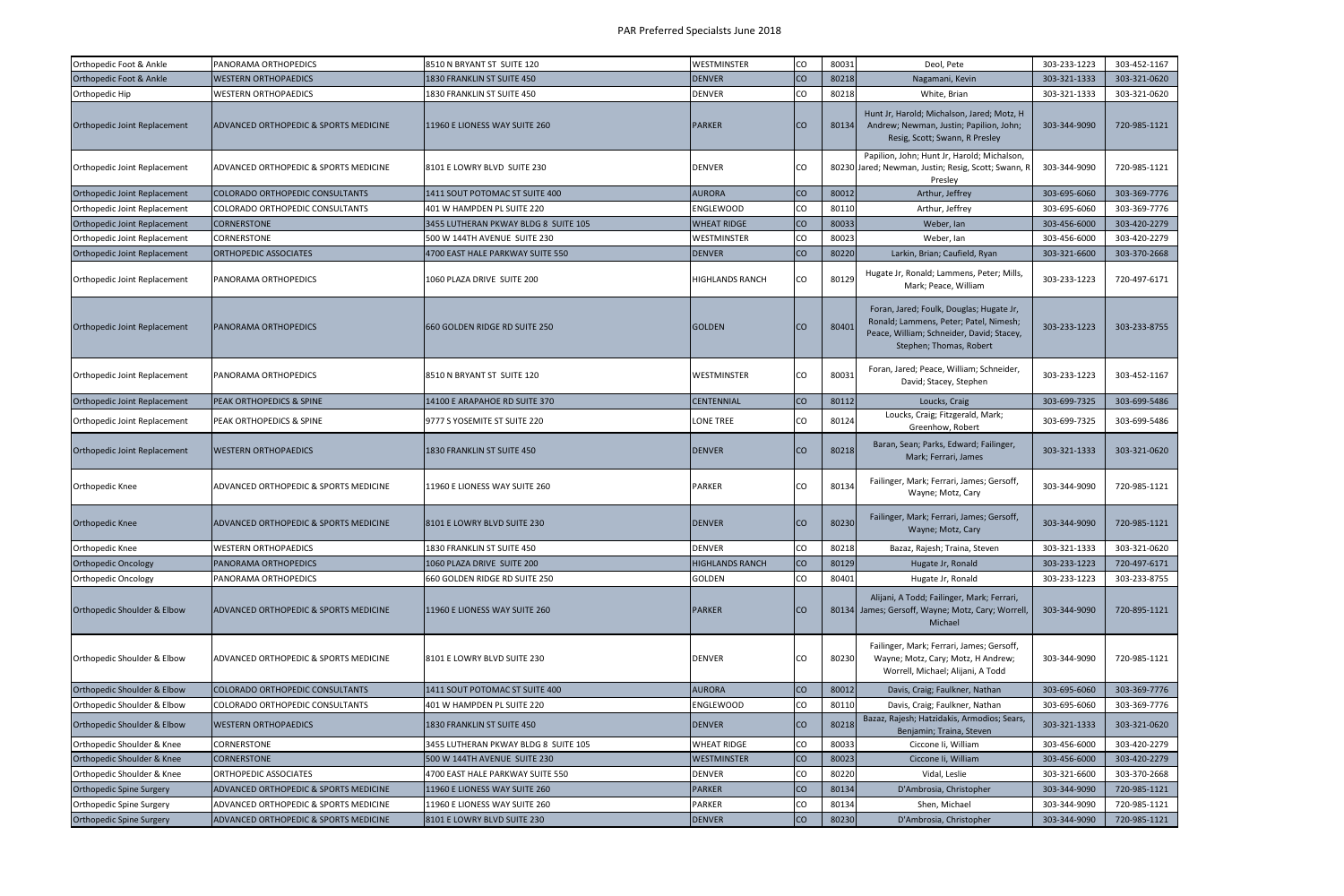# PAR Preferred Specialsts June 2018

| | | | | | | | | |
|---|---|---|---|---|---|---|---|---|
| Orthopedic Foot & Ankle | PANORAMA ORTHOPEDICS | 8510 N BRYANT ST SUITE 120 | WESTMINSTER | CO | 80031 | Deol, Pete | 303-233-1223 | 303-452-1167 |
| Orthopedic Foot & Ankle | WESTERN ORTHOPAEDICS | 1830 FRANKLIN ST SUITE 450 | DENVER | CO | 80218 | Nagamani, Kevin | 303-321-1333 | 303-321-0620 |
| Orthopedic Hip | WESTERN ORTHOPAEDICS | 1830 FRANKLIN ST SUITE 450 | DENVER | CO | 80218 | White, Brian | 303-321-1333 | 303-321-0620 |
| Orthopedic Joint Replacement | ADVANCED ORTHOPEDIC & SPORTS MEDICINE | 11960 E LIONESS WAY SUITE 260 | PARKER | CO | 80134 | Hunt Jr, Harold; Michalson, Jared; Motz, H Andrew; Newman, Justin; Papilion, John; Resig, Scott; Swann, R Presley | 303-344-9090 | 720-985-1121 |
| Orthopedic Joint Replacement | ADVANCED ORTHOPEDIC & SPORTS MEDICINE | 8101 E LOWRY BLVD SUITE 230 | DENVER | CO | 80230 | Papilion, John; Hunt Jr, Harold; Michalson, Jared; Newman, Justin; Resig, Scott; Swann, R Presley | 303-344-9090 | 720-985-1121 |
| Orthopedic Joint Replacement | COLORADO ORTHOPEDIC CONSULTANTS | 1411 SOUT POTOMAC ST SUITE 400 | AURORA | CO | 80012 | Arthur, Jeffrey | 303-695-6060 | 303-369-7776 |
| Orthopedic Joint Replacement | COLORADO ORTHOPEDIC CONSULTANTS | 401 W HAMPDEN PL SUITE 220 | ENGLEWOOD | CO | 80110 | Arthur, Jeffrey | 303-695-6060 | 303-369-7776 |
| Orthopedic Joint Replacement | CORNERSTONE | 3455 LUTHERAN PKWAY BLDG 8 SUITE 105 | WHEAT RIDGE | CO | 80033 | Weber, Ian | 303-456-6000 | 303-420-2279 |
| Orthopedic Joint Replacement | CORNERSTONE | 500 W 144TH AVENUE SUITE 230 | WESTMINSTER | CO | 80023 | Weber, Ian | 303-456-6000 | 303-420-2279 |
| Orthopedic Joint Replacement | ORTHOPEDIC ASSOCIATES | 4700 EAST HALE PARKWAY SUITE 550 | DENVER | CO | 80220 | Larkin, Brian; Caufield, Ryan | 303-321-6600 | 303-370-2668 |
| Orthopedic Joint Replacement | PANORAMA ORTHOPEDICS | 1060 PLAZA DRIVE SUITE 200 | HIGHLANDS RANCH | CO | 80129 | Hugate Jr, Ronald; Lammens, Peter; Mills, Mark; Peace, William | 303-233-1223 | 720-497-6171 |
| Orthopedic Joint Replacement | PANORAMA ORTHOPEDICS | 660 GOLDEN RIDGE RD SUITE 250 | GOLDEN | CO | 80401 | Foran, Jared; Foulk, Douglas; Hugate Jr, Ronald; Lammens, Peter; Patel, Nimesh; Peace, William; Schneider, David; Stacey, Stephen; Thomas, Robert | 303-233-1223 | 303-233-8755 |
| Orthopedic Joint Replacement | PANORAMA ORTHOPEDICS | 8510 N BRYANT ST SUITE 120 | WESTMINSTER | CO | 80031 | Foran, Jared; Peace, William; Schneider, David; Stacey, Stephen | 303-233-1223 | 303-452-1167 |
| Orthopedic Joint Replacement | PEAK ORTHOPEDICS & SPINE | 14100 E ARAPAHOE RD SUITE 370 | CENTENNIAL | CO | 80112 | Loucks, Craig | 303-699-7325 | 303-699-5486 |
| Orthopedic Joint Replacement | PEAK ORTHOPEDICS & SPINE | 9777 S YOSEMITE ST SUITE 220 | LONE TREE | CO | 80124 | Loucks, Craig; Fitzgerald, Mark; Greenhow, Robert | 303-699-7325 | 303-699-5486 |
| Orthopedic Joint Replacement | WESTERN ORTHOPAEDICS | 1830 FRANKLIN ST SUITE 450 | DENVER | CO | 80218 | Baran, Sean; Parks, Edward; Failinger, Mark; Ferrari, James | 303-321-1333 | 303-321-0620 |
| Orthopedic Knee | ADVANCED ORTHOPEDIC & SPORTS MEDICINE | 11960 E LIONESS WAY SUITE 260 | PARKER | CO | 80134 | Failinger, Mark; Ferrari, James; Gersoff, Wayne; Motz, Cary | 303-344-9090 | 720-985-1121 |
| Orthopedic Knee | ADVANCED ORTHOPEDIC & SPORTS MEDICINE | 8101 E LOWRY BLVD SUITE 230 | DENVER | CO | 80230 | Failinger, Mark; Ferrari, James; Gersoff, Wayne; Motz, Cary | 303-344-9090 | 720-985-1121 |
| Orthopedic Knee | WESTERN ORTHOPAEDICS | 1830 FRANKLIN ST SUITE 450 | DENVER | CO | 80218 | Bazaz, Rajesh; Traina, Steven | 303-321-1333 | 303-321-0620 |
| Orthopedic Oncology | PANORAMA ORTHOPEDICS | 1060 PLAZA DRIVE SUITE 200 | HIGHLANDS RANCH | CO | 80129 | Hugate Jr, Ronald | 303-233-1223 | 720-497-6171 |
| Orthopedic Oncology | PANORAMA ORTHOPEDICS | 660 GOLDEN RIDGE RD SUITE 250 | GOLDEN | CO | 80401 | Hugate Jr, Ronald | 303-233-1223 | 303-233-8755 |
| Orthopedic Shoulder & Elbow | ADVANCED ORTHOPEDIC & SPORTS MEDICINE | 11960 E LIONESS WAY SUITE 260 | PARKER | CO | 80134 | Alijani, A Todd; Failinger, Mark; Ferrari, James; Gersoff, Wayne; Motz, Cary; Worrell, Michael | 303-344-9090 | 720-895-1121 |
| Orthopedic Shoulder & Elbow | ADVANCED ORTHOPEDIC & SPORTS MEDICINE | 8101 E LOWRY BLVD SUITE 230 | DENVER | CO | 80230 | Failinger, Mark; Ferrari, James; Gersoff, Wayne; Motz, Cary; Motz, H Andrew; Worrell, Michael; Alijani, A Todd | 303-344-9090 | 720-985-1121 |
| Orthopedic Shoulder & Elbow | COLORADO ORTHOPEDIC CONSULTANTS | 1411 SOUT POTOMAC ST SUITE 400 | AURORA | CO | 80012 | Davis, Craig; Faulkner, Nathan | 303-695-6060 | 303-369-7776 |
| Orthopedic Shoulder & Elbow | COLORADO ORTHOPEDIC CONSULTANTS | 401 W HAMPDEN PL SUITE 220 | ENGLEWOOD | CO | 80110 | Davis, Craig; Faulkner, Nathan | 303-695-6060 | 303-369-7776 |
| Orthopedic Shoulder & Elbow | WESTERN ORTHOPAEDICS | 1830 FRANKLIN ST SUITE 450 | DENVER | CO | 80218 | Bazaz, Rajesh; Hatzidakis, Armodios; Sears, Benjamin; Traina, Steven | 303-321-1333 | 303-321-0620 |
| Orthopedic Shoulder & Knee | CORNERSTONE | 3455 LUTHERAN PKWAY BLDG 8 SUITE 105 | WHEAT RIDGE | CO | 80033 | Ciccone Ii, William | 303-456-6000 | 303-420-2279 |
| Orthopedic Shoulder & Knee | CORNERSTONE | 500 W 144TH AVENUE SUITE 230 | WESTMINSTER | CO | 80023 | Ciccone Ii, William | 303-456-6000 | 303-420-2279 |
| Orthopedic Shoulder & Knee | ORTHOPEDIC ASSOCIATES | 4700 EAST HALE PARKWAY SUITE 550 | DENVER | CO | 80220 | Vidal, Leslie | 303-321-6600 | 303-370-2668 |
| Orthopedic Spine Surgery | ADVANCED ORTHOPEDIC & SPORTS MEDICINE | 11960 E LIONESS WAY SUITE 260 | PARKER | CO | 80134 | D'Ambrosia, Christopher | 303-344-9090 | 720-985-1121 |
| Orthopedic Spine Surgery | ADVANCED ORTHOPEDIC & SPORTS MEDICINE | 11960 E LIONESS WAY SUITE 260 | PARKER | CO | 80134 | Shen, Michael | 303-344-9090 | 720-985-1121 |
| Orthopedic Spine Surgery | ADVANCED ORTHOPEDIC & SPORTS MEDICINE | 8101 E LOWRY BLVD SUITE 230 | DENVER | CO | 80230 | D'Ambrosia, Christopher | 303-344-9090 | 720-985-1121 |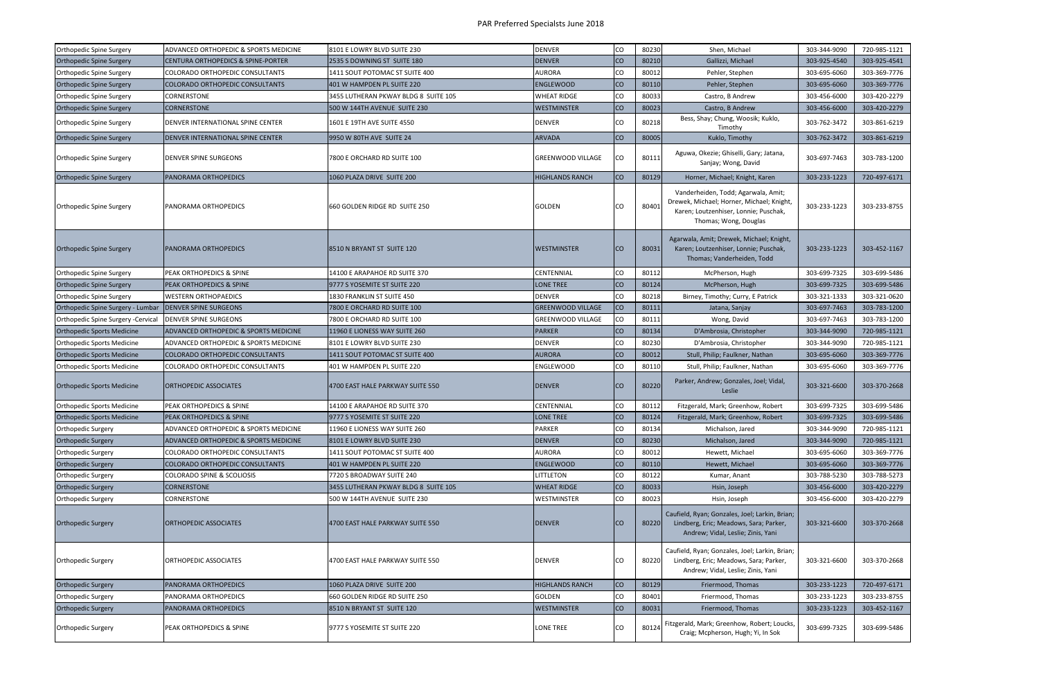# PAR Preferred Specialsts June 2018

| | | | | | | | | |
|---|---|---|---|---|---|---|---|---|
| Orthopedic Spine Surgery | ADVANCED ORTHOPEDIC & SPORTS MEDICINE | 8101 E LOWRY BLVD SUITE 230 | DENVER | CO | 80230 | Shen, Michael | 303-344-9090 | 720-985-1121 |
| Orthopedic Spine Surgery | CENTURA ORTHOPEDICS & SPINE-PORTER | 2535 S DOWNING ST SUITE 180 | DENVER | CO | 80210 | Gallizzi, Michael | 303-925-4540 | 303-925-4541 |
| Orthopedic Spine Surgery | COLORADO ORTHOPEDIC CONSULTANTS | 1411 SOUT POTOMAC ST SUITE 400 | AURORA | CO | 80012 | Pehler, Stephen | 303-695-6060 | 303-369-7776 |
| Orthopedic Spine Surgery | COLORADO ORTHOPEDIC CONSULTANTS | 401 W HAMPDEN PL SUITE 220 | ENGLEWOOD | CO | 80110 | Pehler, Stephen | 303-695-6060 | 303-369-7776 |
| Orthopedic Spine Surgery | CORNERSTONE | 3455 LUTHERAN PKWAY BLDG 8 SUITE 105 | WHEAT RIDGE | CO | 80033 | Castro, B Andrew | 303-456-6000 | 303-420-2279 |
| Orthopedic Spine Surgery | CORNERSTONE | 500 W 144TH AVENUE SUITE 230 | WESTMINSTER | CO | 80023 | Castro, B Andrew | 303-456-6000 | 303-420-2279 |
| Orthopedic Spine Surgery | DENVER INTERNATIONAL SPINE CENTER | 1601 E 19TH AVE SUITE 4550 | DENVER | CO | 80218 | Bess, Shay; Chung, Woosik; Kuklo, Timothy | 303-762-3472 | 303-861-6219 |
| Orthopedic Spine Surgery | DENVER INTERNATIONAL SPINE CENTER | 9950 W 80TH AVE SUITE 24 | ARVADA | CO | 80005 | Kuklo, Timothy | 303-762-3472 | 303-861-6219 |
| Orthopedic Spine Surgery | DENVER SPINE SURGEONS | 7800 E ORCHARD RD SUITE 100 | GREENWOOD VILLAGE | CO | 80111 | Aguwa, Okezie; Ghiselli, Gary; Jatana, Sanjay; Wong, David | 303-697-7463 | 303-783-1200 |
| Orthopedic Spine Surgery | PANORAMA ORTHOPEDICS | 1060 PLAZA DRIVE SUITE 200 | HIGHLANDS RANCH | CO | 80129 | Horner, Michael; Knight, Karen | 303-233-1223 | 720-497-6171 |
| Orthopedic Spine Surgery | PANORAMA ORTHOPEDICS | 660 GOLDEN RIDGE RD SUITE 250 | GOLDEN | CO | 80401 | Vanderheiden, Todd; Agarwala, Amit; Drewek, Michael; Horner, Michael; Knight, Karen; Loutzenhiser, Lonnie; Puschak, Thomas; Wong, Douglas | 303-233-1223 | 303-233-8755 |
| Orthopedic Spine Surgery | PANORAMA ORTHOPEDICS | 8510 N BRYANT ST SUITE 120 | WESTMINSTER | CO | 80031 | Agarwala, Amit; Drewek, Michael; Knight, Karen; Loutzenhiser, Lonnie; Puschak, Thomas; Vanderheiden, Todd | 303-233-1223 | 303-452-1167 |
| Orthopedic Spine Surgery | PEAK ORTHOPEDICS & SPINE | 14100 E ARAPAHOE RD SUITE 370 | CENTENNIAL | CO | 80112 | McPherson, Hugh | 303-699-7325 | 303-699-5486 |
| Orthopedic Spine Surgery | PEAK ORTHOPEDICS & SPINE | 9777 S YOSEMITE ST SUITE 220 | LONE TREE | CO | 80124 | McPherson, Hugh | 303-699-7325 | 303-699-5486 |
| Orthopedic Spine Surgery | WESTERN ORTHOPAEDICS | 1830 FRANKLIN ST SUITE 450 | DENVER | CO | 80218 | Birney, Timothy; Curry, E Patrick | 303-321-1333 | 303-321-0620 |
| Orthopedic Spine Surgery - Lumbar | DENVER SPINE SURGEONS | 7800 E ORCHARD RD SUITE 100 | GREENWOOD VILLAGE | CO | 80111 | Jatana, Sanjay | 303-697-7463 | 303-783-1200 |
| Orthopedic Spine Surgery -Cervical | DENVER SPINE SURGEONS | 7800 E ORCHARD RD SUITE 100 | GREENWOOD VILLAGE | CO | 80111 | Wong, David | 303-697-7463 | 303-783-1200 |
| Orthopedic Sports Medicine | ADVANCED ORTHOPEDIC & SPORTS MEDICINE | 11960 E LIONESS WAY SUITE 260 | PARKER | CO | 80134 | D'Ambrosia, Christopher | 303-344-9090 | 720-985-1121 |
| Orthopedic Sports Medicine | ADVANCED ORTHOPEDIC & SPORTS MEDICINE | 8101 E LOWRY BLVD SUITE 230 | DENVER | CO | 80230 | D'Ambrosia, Christopher | 303-344-9090 | 720-985-1121 |
| Orthopedic Sports Medicine | COLORADO ORTHOPEDIC CONSULTANTS | 1411 SOUT POTOMAC ST SUITE 400 | AURORA | CO | 80012 | Stull, Philip; Faulkner, Nathan | 303-695-6060 | 303-369-7776 |
| Orthopedic Sports Medicine | COLORADO ORTHOPEDIC CONSULTANTS | 401 W HAMPDEN PL SUITE 220 | ENGLEWOOD | CO | 80110 | Stull, Philip; Faulkner, Nathan | 303-695-6060 | 303-369-7776 |
| Orthopedic Sports Medicine | ORTHOPEDIC ASSOCIATES | 4700 EAST HALE PARKWAY SUITE 550 | DENVER | CO | 80220 | Parker, Andrew; Gonzales, Joel; Vidal, Leslie | 303-321-6600 | 303-370-2668 |
| Orthopedic Sports Medicine | PEAK ORTHOPEDICS & SPINE | 14100 E ARAPAHOE RD SUITE 370 | CENTENNIAL | CO | 80112 | Fitzgerald, Mark; Greenhow, Robert | 303-699-7325 | 303-699-5486 |
| Orthopedic Sports Medicine | PEAK ORTHOPEDICS & SPINE | 9777 S YOSEMITE ST SUITE 220 | LONE TREE | CO | 80124 | Fitzgerald, Mark; Greenhow, Robert | 303-699-7325 | 303-699-5486 |
| Orthopedic Surgery | ADVANCED ORTHOPEDIC & SPORTS MEDICINE | 11960 E LIONESS WAY SUITE 260 | PARKER | CO | 80134 | Michalson, Jared | 303-344-9090 | 720-985-1121 |
| Orthopedic Surgery | ADVANCED ORTHOPEDIC & SPORTS MEDICINE | 8101 E LOWRY BLVD SUITE 230 | DENVER | CO | 80230 | Michalson, Jared | 303-344-9090 | 720-985-1121 |
| Orthopedic Surgery | COLORADO ORTHOPEDIC CONSULTANTS | 1411 SOUT POTOMAC ST SUITE 400 | AURORA | CO | 80012 | Hewett, Michael | 303-695-6060 | 303-369-7776 |
| Orthopedic Surgery | COLORADO ORTHOPEDIC CONSULTANTS | 401 W HAMPDEN PL SUITE 220 | ENGLEWOOD | CO | 80110 | Hewett, Michael | 303-695-6060 | 303-369-7776 |
| Orthopedic Surgery | COLORADO SPINE & SCOLIOSIS | 7720 S BROADWAY SUITE 240 | LITTLETON | CO | 80122 | Kumar, Anant | 303-788-5230 | 303-788-5273 |
| Orthopedic Surgery | CORNERSTONE | 3455 LUTHERAN PKWAY BLDG 8 SUITE 105 | WHEAT RIDGE | CO | 80033 | Hsin, Joseph | 303-456-6000 | 303-420-2279 |
| Orthopedic Surgery | CORNERSTONE | 500 W 144TH AVENUE SUITE 230 | WESTMINSTER | CO | 80023 | Hsin, Joseph | 303-456-6000 | 303-420-2279 |
| Orthopedic Surgery | ORTHOPEDIC ASSOCIATES | 4700 EAST HALE PARKWAY SUITE 550 | DENVER | CO | 80220 | Caufield, Ryan; Gonzales, Joel; Larkin, Brian; Lindberg, Eric; Meadows, Sara; Parker, Andrew; Vidal, Leslie; Zinis, Yani | 303-321-6600 | 303-370-2668 |
| Orthopedic Surgery | ORTHOPEDIC ASSOCIATES | 4700 EAST HALE PARKWAY SUITE 550 | DENVER | CO | 80220 | Caufield, Ryan; Gonzales, Joel; Larkin, Brian; Lindberg, Eric; Meadows, Sara; Parker, Andrew; Vidal, Leslie; Zinis, Yani | 303-321-6600 | 303-370-2668 |
| Orthopedic Surgery | PANORAMA ORTHOPEDICS | 1060 PLAZA DRIVE SUITE 200 | HIGHLANDS RANCH | CO | 80129 | Friermood, Thomas | 303-233-1223 | 720-497-6171 |
| Orthopedic Surgery | PANORAMA ORTHOPEDICS | 660 GOLDEN RIDGE RD SUITE 250 | GOLDEN | CO | 80401 | Friermood, Thomas | 303-233-1223 | 303-233-8755 |
| Orthopedic Surgery | PANORAMA ORTHOPEDICS | 8510 N BRYANT ST SUITE 120 | WESTMINSTER | CO | 80031 | Friermood, Thomas | 303-233-1223 | 303-452-1167 |
| Orthopedic Surgery | PEAK ORTHOPEDICS & SPINE | 9777 S YOSEMITE ST SUITE 220 | LONE TREE | CO | 80124 | Fitzgerald, Mark; Greenhow, Robert; Loucks, Craig; Mcpherson, Hugh; Yi, In Sok | 303-699-7325 | 303-699-5486 |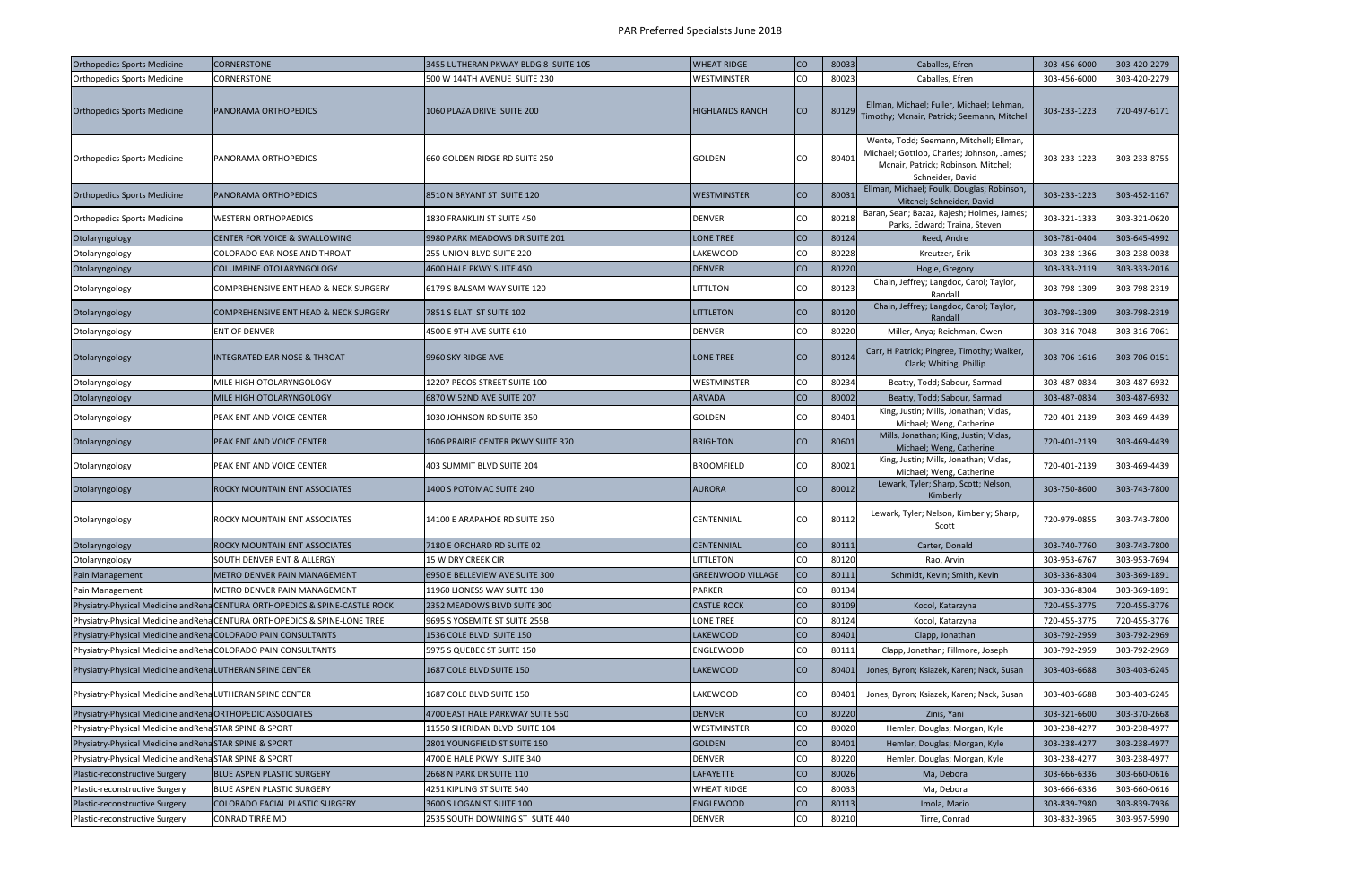# PAR Preferred Specialsts June 2018

| | | | | | | | | |
|---|---|---|---|---|---|---|---|---|
| Orthopedics Sports Medicine | CORNERSTONE | 3455 LUTHERAN PKWAY BLDG 8 SUITE 105 | WHEAT RIDGE | CO | 80033 | Caballes, Efren | 303-456-6000 | 303-420-2279 |
| Orthopedics Sports Medicine | CORNERSTONE | 500 W 144TH AVENUE SUITE 230 | WESTMINSTER | CO | 80023 | Caballes, Efren | 303-456-6000 | 303-420-2279 |
| Orthopedics Sports Medicine | PANORAMA ORTHOPEDICS | 1060 PLAZA DRIVE SUITE 200 | HIGHLANDS RANCH | CO | 80129 | Ellman, Michael; Fuller, Michael; Lehman, Timothy; Mcnair, Patrick; Seemann, Mitchell | 303-233-1223 | 720-497-6171 |
| Orthopedics Sports Medicine | PANORAMA ORTHOPEDICS | 660 GOLDEN RIDGE RD SUITE 250 | GOLDEN | CO | 80401 | Wente, Todd; Seemann, Mitchell; Ellman, Michael; Gottlob, Charles; Johnson, James; Mcnair, Patrick; Robinson, Mitchel; Schneider, David | 303-233-1223 | 303-233-8755 |
| Orthopedics Sports Medicine | PANORAMA ORTHOPEDICS | 8510 N BRYANT ST SUITE 120 | WESTMINSTER | CO | 80031 | Ellman, Michael; Foulk, Douglas; Robinson, Mitchel; Schneider, David | 303-233-1223 | 303-452-1167 |
| Orthopedics Sports Medicine | WESTERN ORTHOPAEDICS | 1830 FRANKLIN ST SUITE 450 | DENVER | CO | 80218 | Baran, Sean; Bazaz, Rajesh; Holmes, James; Parks, Edward; Traina, Steven | 303-321-1333 | 303-321-0620 |
| Otolaryngology | CENTER FOR VOICE & SWALLOWING | 9980 PARK MEADOWS DR SUITE 201 | LONE TREE | CO | 80124 | Reed, Andre | 303-781-0404 | 303-645-4992 |
| Otolaryngology | COLORADO EAR NOSE AND THROAT | 255 UNION BLVD SUITE 220 | LAKEWOOD | CO | 80228 | Kreutzer, Erik | 303-238-1366 | 303-238-0038 |
| Otolaryngology | COLUMBINE OTOLARYNGOLOGY | 4600 HALE PKWY SUITE 450 | DENVER | CO | 80220 | Hogle, Gregory | 303-333-2119 | 303-333-2016 |
| Otolaryngology | COMPREHENSIVE ENT HEAD & NECK SURGERY | 6179 S BALSAM WAY SUITE 120 | LITTLTON | CO | 80123 | Chain, Jeffrey; Langdoc, Carol; Taylor, Randall | 303-798-1309 | 303-798-2319 |
| Otolaryngology | COMPREHENSIVE ENT HEAD & NECK SURGERY | 7851 S ELATI ST SUITE 102 | LITTLETON | CO | 80120 | Chain, Jeffrey; Langdoc, Carol; Taylor, Randall | 303-798-1309 | 303-798-2319 |
| Otolaryngology | ENT OF DENVER | 4500 E 9TH AVE SUITE 610 | DENVER | CO | 80220 | Miller, Anya; Reichman, Owen | 303-316-7048 | 303-316-7061 |
| Otolaryngology | INTEGRATED EAR NOSE & THROAT | 9960 SKY RIDGE AVE | LONE TREE | CO | 80124 | Carr, H Patrick; Pingree, Timothy; Walker, Clark; Whiting, Phillip | 303-706-1616 | 303-706-0151 |
| Otolaryngology | MILE HIGH OTOLARYNGOLOGY | 12207 PECOS STREET SUITE 100 | WESTMINSTER | CO | 80234 | Beatty, Todd; Sabour, Sarmad | 303-487-0834 | 303-487-6932 |
| Otolaryngology | MILE HIGH OTOLARYNGOLOGY | 6870 W 52ND AVE SUITE 207 | ARVADA | CO | 80002 | Beatty, Todd; Sabour, Sarmad | 303-487-0834 | 303-487-6932 |
| Otolaryngology | PEAK ENT AND VOICE CENTER | 1030 JOHNSON RD SUITE 350 | GOLDEN | CO | 80401 | King, Justin; Mills, Jonathan; Vidas, Michael; Weng, Catherine | 720-401-2139 | 303-469-4439 |
| Otolaryngology | PEAK ENT AND VOICE CENTER | 1606 PRAIRIE CENTER PKWY SUITE 370 | BRIGHTON | CO | 80601 | Mills, Jonathan; King, Justin; Vidas, Michael; Weng, Catherine | 720-401-2139 | 303-469-4439 |
| Otolaryngology | PEAK ENT AND VOICE CENTER | 403 SUMMIT BLVD SUITE 204 | BROOMFIELD | CO | 80021 | King, Justin; Mills, Jonathan; Vidas, Michael; Weng, Catherine | 720-401-2139 | 303-469-4439 |
| Otolaryngology | ROCKY MOUNTAIN ENT ASSOCIATES | 1400 S POTOMAC SUITE 240 | AURORA | CO | 80012 | Lewark, Tyler; Sharp, Scott; Nelson, Kimberly | 303-750-8600 | 303-743-7800 |
| Otolaryngology | ROCKY MOUNTAIN ENT ASSOCIATES | 14100 E ARAPAHOE RD SUITE 250 | CENTENNIAL | CO | 80112 | Lewark, Tyler; Nelson, Kimberly; Sharp, Scott | 720-979-0855 | 303-743-7800 |
| Otolaryngology | ROCKY MOUNTAIN ENT ASSOCIATES | 7180 E ORCHARD RD SUITE 02 | CENTENNIAL | CO | 80111 | Carter, Donald | 303-740-7760 | 303-743-7800 |
| Otolaryngology | SOUTH DENVER ENT & ALLERGY | 15 W DRY CREEK CIR | LITTLETON | CO | 80120 | Rao, Arvin | 303-953-6767 | 303-953-7694 |
| Pain Management | METRO DENVER PAIN MANAGEMENT | 6950 E BELLEVIEW AVE SUITE 300 | GREENWOOD VILLAGE | CO | 80111 | Schmidt, Kevin; Smith, Kevin | 303-336-8304 | 303-369-1891 |
| Pain Management | METRO DENVER PAIN MANAGEMENT | 11960 LIONESS WAY SUITE 130 | PARKER | CO | 80134 | | 303-336-8304 | 303-369-1891 |
| Physiatry-Physical Medicine andReha | CENTURA ORTHOPEDICS & SPINE-CASTLE ROCK | 2352 MEADOWS BLVD SUITE 300 | CASTLE ROCK | CO | 80109 | Kocol, Katarzyna | 720-455-3775 | 720-455-3776 |
| Physiatry-Physical Medicine andReha | CENTURA ORTHOPEDICS & SPINE-LONE TREE | 9695 S YOSEMITE ST SUITE 255B | LONE TREE | CO | 80124 | Kocol, Katarzyna | 720-455-3775 | 720-455-3776 |
| Physiatry-Physical Medicine andReha | COLORADO PAIN CONSULTANTS | 1536 COLE BLVD SUITE 150 | LAKEWOOD | CO | 80401 | Clapp, Jonathan | 303-792-2959 | 303-792-2969 |
| Physiatry-Physical Medicine andReha | COLORADO PAIN CONSULTANTS | 5975 S QUEBEC ST SUITE 150 | ENGLEWOOD | CO | 80111 | Clapp, Jonathan; Fillmore, Joseph | 303-792-2959 | 303-792-2969 |
| Physiatry-Physical Medicine andReha | LUTHERAN SPINE CENTER | 1687 COLE BLVD SUITE 150 | LAKEWOOD | CO | 80401 | Jones, Byron; Ksiazek, Karen; Nack, Susan | 303-403-6688 | 303-403-6245 |
| Physiatry-Physical Medicine andReha | LUTHERAN SPINE CENTER | 1687 COLE BLVD SUITE 150 | LAKEWOOD | CO | 80401 | Jones, Byron; Ksiazek, Karen; Nack, Susan | 303-403-6688 | 303-403-6245 |
| Physiatry-Physical Medicine andReha | ORTHOPEDIC ASSOCIATES | 4700 EAST HALE PARKWAY SUITE 550 | DENVER | CO | 80220 | Zinis, Yani | 303-321-6600 | 303-370-2668 |
| Physiatry-Physical Medicine andReha | STAR SPINE & SPORT | 11550 SHERIDAN BLVD SUITE 104 | WESTMINSTER | CO | 80020 | Hemler, Douglas; Morgan, Kyle | 303-238-4277 | 303-238-4977 |
| Physiatry-Physical Medicine andReha | STAR SPINE & SPORT | 2801 YOUNGFIELD ST SUITE 150 | GOLDEN | CO | 80401 | Hemler, Douglas; Morgan, Kyle | 303-238-4277 | 303-238-4977 |
| Physiatry-Physical Medicine andReha | STAR SPINE & SPORT | 4700 E HALE PKWY SUITE 340 | DENVER | CO | 80220 | Hemler, Douglas; Morgan, Kyle | 303-238-4277 | 303-238-4977 |
| Plastic-reconstructive Surgery | BLUE ASPEN PLASTIC SURGERY | 2668 N PARK DR SUITE 110 | LAFAYETTE | CO | 80026 | Ma, Debora | 303-666-6336 | 303-660-0616 |
| Plastic-reconstructive Surgery | BLUE ASPEN PLASTIC SURGERY | 4251 KIPLING ST SUITE 540 | WHEAT RIDGE | CO | 80033 | Ma, Debora | 303-666-6336 | 303-660-0616 |
| Plastic-reconstructive Surgery | COLORADO FACIAL PLASTIC SURGERY | 3600 S LOGAN ST SUITE 100 | ENGLEWOOD | CO | 80113 | Imola, Mario | 303-839-7980 | 303-839-7936 |
| Plastic-reconstructive Surgery | CONRAD TIRRE MD | 2535 SOUTH DOWNING ST SUITE 440 | DENVER | CO | 80210 | Tirre, Conrad | 303-832-3965 | 303-957-5990 |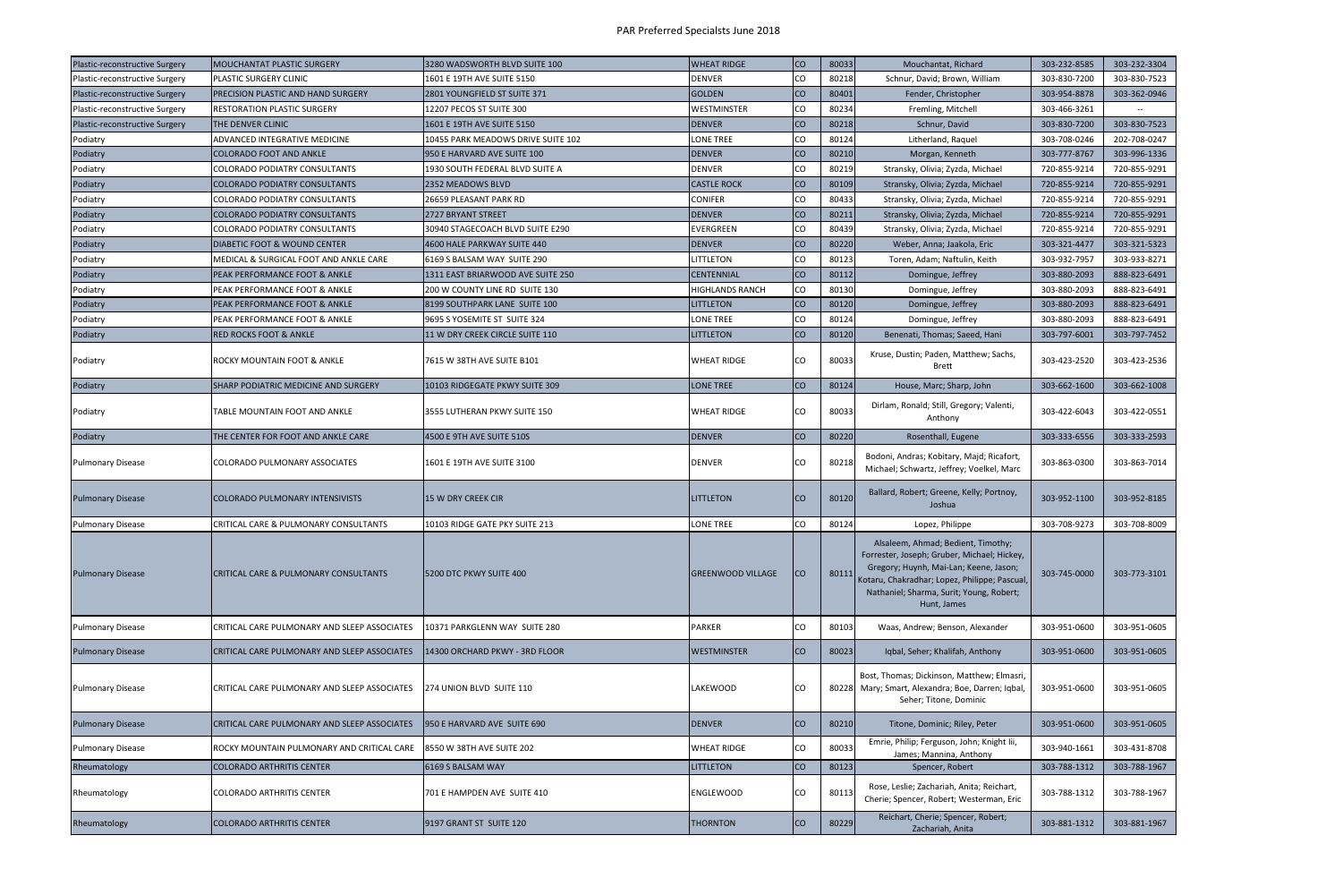# PAR Preferred Specialsts June 2018

| Specialty | Practice | Address | City | State | Zip | Providers | Phone | Fax |
|---|---|---|---|---|---|---|---|---|
| Plastic-reconstructive Surgery | MOUCHANTAT PLASTIC SURGERY | 3280 WADSWORTH BLVD SUITE 100 | WHEAT RIDGE | CO | 80033 | Mouchantat, Richard | 303-232-8585 | 303-232-3304 |
| Plastic-reconstructive Surgery | PLASTIC SURGERY CLINIC | 1601 E 19TH AVE SUITE 5150 | DENVER | CO | 80218 | Schnur, David; Brown, William | 303-830-7200 | 303-830-7523 |
| Plastic-reconstructive Surgery | PRECISION PLASTIC AND HAND SURGERY | 2801 YOUNGFIELD ST SUITE 371 | GOLDEN | CO | 80401 | Fender, Christopher | 303-954-8878 | 303-362-0946 |
| Plastic-reconstructive Surgery | RESTORATION PLASTIC SURGERY | 12207 PECOS ST SUITE 300 | WESTMINSTER | CO | 80234 | Fremling, Mitchell | 303-466-3261 | -- |
| Plastic-reconstructive Surgery | THE DENVER CLINIC | 1601 E 19TH AVE SUITE 5150 | DENVER | CO | 80218 | Schnur, David | 303-830-7200 | 303-830-7523 |
| Podiatry | ADVANCED INTEGRATIVE MEDICINE | 10455 PARK MEADOWS DRIVE SUITE 102 | LONE TREE | CO | 80124 | Litherland, Raquel | 303-708-0246 | 202-708-0247 |
| Podiatry | COLORADO FOOT AND ANKLE | 950 E HARVARD AVE SUITE 100 | DENVER | CO | 80210 | Morgan, Kenneth | 303-777-8767 | 303-996-1336 |
| Podiatry | COLORADO PODIATRY CONSULTANTS | 1930 SOUTH FEDERAL BLVD SUITE A | DENVER | CO | 80219 | Stransky, Olivia; Zyzda, Michael | 720-855-9214 | 720-855-9291 |
| Podiatry | COLORADO PODIATRY CONSULTANTS | 2352 MEADOWS BLVD | CASTLE ROCK | CO | 80109 | Stransky, Olivia; Zyzda, Michael | 720-855-9214 | 720-855-9291 |
| Podiatry | COLORADO PODIATRY CONSULTANTS | 26659 PLEASANT PARK RD | CONIFER | CO | 80433 | Stransky, Olivia; Zyzda, Michael | 720-855-9214 | 720-855-9291 |
| Podiatry | COLORADO PODIATRY CONSULTANTS | 2727 BRYANT STREET | DENVER | CO | 80211 | Stransky, Olivia; Zyzda, Michael | 720-855-9214 | 720-855-9291 |
| Podiatry | COLORADO PODIATRY CONSULTANTS | 30940 STAGECOACH BLVD SUITE E290 | EVERGREEN | CO | 80439 | Stransky, Olivia; Zyzda, Michael | 720-855-9214 | 720-855-9291 |
| Podiatry | DIABETIC FOOT & WOUND CENTER | 4600 HALE PARKWAY SUITE 440 | DENVER | CO | 80220 | Weber, Anna; Jaakola, Eric | 303-321-4477 | 303-321-5323 |
| Podiatry | MEDICAL & SURGICAL FOOT AND ANKLE CARE | 6169 S BALSAM WAY SUITE 290 | LITTLETON | CO | 80123 | Toren, Adam; Naftulin, Keith | 303-932-7957 | 303-933-8271 |
| Podiatry | PEAK PERFORMANCE FOOT & ANKLE | 1311 EAST BRIARWOOD AVE SUITE 250 | CENTENNIAL | CO | 80112 | Domingue, Jeffrey | 303-880-2093 | 888-823-6491 |
| Podiatry | PEAK PERFORMANCE FOOT & ANKLE | 200 W COUNTY LINE RD SUITE 130 | HIGHLANDS RANCH | CO | 80130 | Domingue, Jeffrey | 303-880-2093 | 888-823-6491 |
| Podiatry | PEAK PERFORMANCE FOOT & ANKLE | 8199 SOUTHPARK LANE SUITE 100 | LITTLETON | CO | 80120 | Domingue, Jeffrey | 303-880-2093 | 888-823-6491 |
| Podiatry | PEAK PERFORMANCE FOOT & ANKLE | 9695 S YOSEMITE ST SUITE 324 | LONE TREE | CO | 80124 | Domingue, Jeffrey | 303-880-2093 | 888-823-6491 |
| Podiatry | RED ROCKS FOOT & ANKLE | 11 W DRY CREEK CIRCLE SUITE 110 | LITTLETON | CO | 80120 | Benenati, Thomas; Saeed, Hani | 303-797-6001 | 303-797-7452 |
| Podiatry | ROCKY MOUNTAIN FOOT & ANKLE | 7615 W 38TH AVE SUITE B101 | WHEAT RIDGE | CO | 80033 | Kruse, Dustin; Paden, Matthew; Sachs, Brett | 303-423-2520 | 303-423-2536 |
| Podiatry | SHARP PODIATRIC MEDICINE AND SURGERY | 10103 RIDGEGATE PKWY SUITE 309 | LONE TREE | CO | 80124 | House, Marc; Sharp, John | 303-662-1600 | 303-662-1008 |
| Podiatry | TABLE MOUNTAIN FOOT AND ANKLE | 3555 LUTHERAN PKWY SUITE 150 | WHEAT RIDGE | CO | 80033 | Dirlam, Ronald; Still, Gregory; Valenti, Anthony | 303-422-6043 | 303-422-0551 |
| Podiatry | THE CENTER FOR FOOT AND ANKLE CARE | 4500 E 9TH AVE SUITE 510S | DENVER | CO | 80220 | Rosenthall, Eugene | 303-333-6556 | 303-333-2593 |
| Pulmonary Disease | COLORADO PULMONARY ASSOCIATES | 1601 E 19TH AVE SUITE 3100 | DENVER | CO | 80218 | Bodoni, Andras; Kobitary, Majd; Ricafort, Michael; Schwartz, Jeffrey; Voelkel, Marc | 303-863-0300 | 303-863-7014 |
| Pulmonary Disease | COLORADO PULMONARY INTENSIVISTS | 15 W DRY CREEK CIR | LITTLETON | CO | 80120 | Ballard, Robert; Greene, Kelly; Portnoy, Joshua | 303-952-1100 | 303-952-8185 |
| Pulmonary Disease | CRITICAL CARE & PULMONARY CONSULTANTS | 10103 RIDGE GATE PKY SUITE 213 | LONE TREE | CO | 80124 | Lopez, Philippe | 303-708-9273 | 303-708-8009 |
| Pulmonary Disease | CRITICAL CARE & PULMONARY CONSULTANTS | 5200 DTC PKWY SUITE 400 | GREENWOOD VILLAGE | CO | 80111 | Alsaleem, Ahmad; Bedient, Timothy; Forrester, Joseph; Gruber, Michael; Hickey, Gregory; Huynh, Mai-Lan; Keene, Jason; Kotaru, Chakradhar; Lopez, Philippe; Pascual, Nathaniel; Sharma, Surit; Young, Robert; Hunt, James | 303-745-0000 | 303-773-3101 |
| Pulmonary Disease | CRITICAL CARE PULMONARY AND SLEEP ASSOCIATES | 10371 PARKGLENN WAY SUITE 280 | PARKER | CO | 80103 | Waas, Andrew; Benson, Alexander | 303-951-0600 | 303-951-0605 |
| Pulmonary Disease | CRITICAL CARE PULMONARY AND SLEEP ASSOCIATES | 14300 ORCHARD PKWY - 3RD FLOOR | WESTMINSTER | CO | 80023 | Iqbal, Seher; Khalifah, Anthony | 303-951-0600 | 303-951-0605 |
| Pulmonary Disease | CRITICAL CARE PULMONARY AND SLEEP ASSOCIATES | 274 UNION BLVD SUITE 110 | LAKEWOOD | CO | 80228 | Bost, Thomas; Dickinson, Matthew; Elmasri, Mary; Smart, Alexandra; Boe, Darren; Iqbal, Seher; Titone, Dominic | 303-951-0600 | 303-951-0605 |
| Pulmonary Disease | CRITICAL CARE PULMONARY AND SLEEP ASSOCIATES | 950 E HARVARD AVE SUITE 690 | DENVER | CO | 80210 | Titone, Dominic; Riley, Peter | 303-951-0600 | 303-951-0605 |
| Pulmonary Disease | ROCKY MOUNTAIN PULMONARY AND CRITICAL CARE | 8550 W 38TH AVE SUITE 202 | WHEAT RIDGE | CO | 80033 | Emrie, Philip; Ferguson, John; Knight Iii, James; Mannina, Anthony | 303-940-1661 | 303-431-8708 |
| Rheumatology | COLORADO ARTHRITIS CENTER | 6169 S BALSAM WAY | LITTLETON | CO | 80123 | Spencer, Robert | 303-788-1312 | 303-788-1967 |
| Rheumatology | COLORADO ARTHRITIS CENTER | 701 E HAMPDEN AVE SUITE 410 | ENGLEWOOD | CO | 80113 | Rose, Leslie; Zachariah, Anita; Reichart, Cherie; Spencer, Robert; Westerman, Eric | 303-788-1312 | 303-788-1967 |
| Rheumatology | COLORADO ARTHRITIS CENTER | 9197 GRANT ST SUITE 120 | THORNTON | CO | 80229 | Reichart, Cherie; Spencer, Robert; Zachariah, Anita | 303-881-1312 | 303-881-1967 |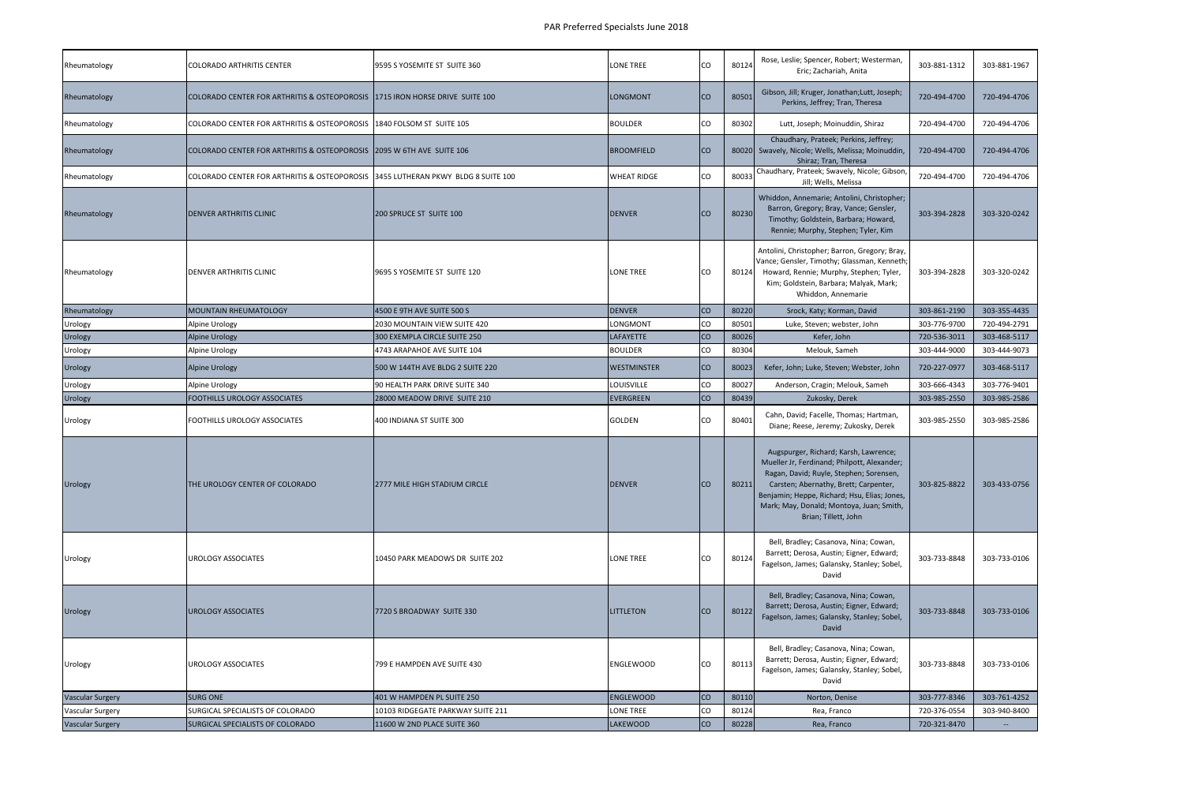| Rheumatology | COLORADO ARTHRITIS CENTER | 9595 S YOSEMITE ST SUITE 360 | LONE TREE | CO | 80124 | Rose, Leslie; Spencer, Robert; Westerman, Eric; Zachariah, Anita | 303-881-1312 | 303-881-1967 |
|---|---|---|---|---|---|---|---|---|
| Rheumatology | COLORADO CENTER FOR ARTHRITIS & OSTEOPOROSIS | 1715 IRON HORSE DRIVE SUITE 100 | LONGMONT | CO | 80501 | Gibson, Jill; Kruger, Jonathan;Lutt, Joseph; Perkins, Jeffrey; Tran, Theresa | 720-494-4700 | 720-494-4706 |
| Rheumatology | COLORADO CENTER FOR ARTHRITIS & OSTEOPOROSIS | 1840 FOLSOM ST SUITE 105 | BOULDER | CO | 80302 | Lutt, Joseph; Moinuddin, Shiraz | 720-494-4700 | 720-494-4706 |
| Rheumatology | COLORADO CENTER FOR ARTHRITIS & OSTEOPOROSIS | 2095 W 6TH AVE SUITE 106 | BROOMFIELD | CO | 80020 | Chaudhary, Prateek; Perkins, Jeffrey; Swavely, Nicole; Wells, Melissa; Moinuddin, Shiraz; Tran, Theresa | 720-494-4700 | 720-494-4706 |
| Rheumatology | COLORADO CENTER FOR ARTHRITIS & OSTEOPOROSIS | 3455 LUTHERAN PKWY BLDG 8 SUITE 100 | WHEAT RIDGE | CO | 80033 | Chaudhary, Prateek; Swavely, Nicole; Gibson, Jill; Wells, Melissa | 720-494-4700 | 720-494-4706 |
| Rheumatology | DENVER ARTHRITIS CLINIC | 200 SPRUCE ST SUITE 100 | DENVER | CO | 80230 | Whiddon, Annemarie; Antolini, Christopher; Barron, Gregory; Bray, Vance; Gensler, Timothy; Goldstein, Barbara; Howard, Rennie; Murphy, Stephen; Tyler, Kim | 303-394-2828 | 303-320-0242 |
| Rheumatology | DENVER ARTHRITIS CLINIC | 9695 S YOSEMITE ST SUITE 120 | LONE TREE | CO | 80124 | Antolini, Christopher; Barron, Gregory; Bray, Vance; Gensler, Timothy; Glassman, Kenneth; Howard, Rennie; Murphy, Stephen; Tyler, Kim; Goldstein, Barbara; Malyak, Mark; Whiddon, Annemarie | 303-394-2828 | 303-320-0242 |
| Rheumatology | MOUNTAIN RHEUMATOLOGY | 4500 E 9TH AVE SUITE 500 S | DENVER | CO | 80220 | Srock, Katy; Korman, David | 303-861-2190 | 303-355-4435 |
| Urology | Alpine Urology | 2030 MOUNTAIN VIEW SUITE 420 | LONGMONT | CO | 80501 | Luke, Steven; webster, John | 303-776-9700 | 720-494-2791 |
| Urology | Alpine Urology | 300 EXEMPLA CIRCLE SUITE 250 | LAFAYETTE | CO | 80026 | Kefer, John | 720-536-3011 | 303-468-5117 |
| Urology | Alpine Urology | 4743 ARAPAHOE AVE SUITE 104 | BOULDER | CO | 80304 | Melouk, Sameh | 303-444-9000 | 303-444-9073 |
| Urology | Alpine Urology | 500 W 144TH AVE BLDG 2 SUITE 220 | WESTMINSTER | CO | 80023 | Kefer, John; Luke, Steven; Webster, John | 720-227-0977 | 303-468-5117 |
| Urology | Alpine Urology | 90 HEALTH PARK DRIVE SUITE 340 | LOUISVILLE | CO | 80027 | Anderson, Cragin; Melouk, Sameh | 303-666-4343 | 303-776-9401 |
| Urology | FOOTHILLS UROLOGY ASSOCIATES | 28000 MEADOW DRIVE SUITE 210 | EVERGREEN | CO | 80439 | Zukosky, Derek | 303-985-2550 | 303-985-2586 |
| Urology | FOOTHILLS UROLOGY ASSOCIATES | 400 INDIANA ST SUITE 300 | GOLDEN | CO | 80401 | Cahn, David; Facelle, Thomas; Hartman, Diane; Reese, Jeremy; Zukosky, Derek | 303-985-2550 | 303-985-2586 |
| Urology | THE UROLOGY CENTER OF COLORADO | 2777 MILE HIGH STADIUM CIRCLE | DENVER | CO | 80211 | Augspurger, Richard; Karsh, Lawrence; Mueller Jr, Ferdinand; Philpott, Alexander; Ragan, David; Ruyle, Stephen; Sorensen, Carsten; Abernathy, Brett; Carpenter, Benjamin; Heppe, Richard; Hsu, Elias; Jones, Mark; May, Donald; Montoya, Juan; Smith, Brian; Tillett, John | 303-825-8822 | 303-433-0756 |
| Urology | UROLOGY ASSOCIATES | 10450 PARK MEADOWS DR SUITE 202 | LONE TREE | CO | 80124 | Bell, Bradley; Casanova, Nina; Cowan, Barrett; Derosa, Austin; Eigner, Edward; Fagelson, James; Galansky, Stanley; Sobel, David | 303-733-8848 | 303-733-0106 |
| Urology | UROLOGY ASSOCIATES | 7720 S BROADWAY SUITE 330 | LITTLETON | CO | 80122 | Bell, Bradley; Casanova, Nina; Cowan, Barrett; Derosa, Austin; Eigner, Edward; Fagelson, James; Galansky, Stanley; Sobel, David | 303-733-8848 | 303-733-0106 |
| Urology | UROLOGY ASSOCIATES | 799 E HAMPDEN AVE SUITE 430 | ENGLEWOOD | CO | 80113 | Bell, Bradley; Casanova, Nina; Cowan, Barrett; Derosa, Austin; Eigner, Edward; Fagelson, James; Galansky, Stanley; Sobel, David | 303-733-8848 | 303-733-0106 |
| Vascular Surgery | SURG ONE | 401 W HAMPDEN PL SUITE 250 | ENGLEWOOD | CO | 80110 | Norton, Denise | 303-777-8346 | 303-761-4252 |
| Vascular Surgery | SURGICAL SPECIALISTS OF COLORADO | 10103 RIDGEGATE PARKWAY SUITE 211 | LONE TREE | CO | 80124 | Rea, Franco | 720-376-0554 | 303-940-8400 |
| Vascular Surgery | SURGICAL SPECIALISTS OF COLORADO | 11600 W 2ND PLACE SUITE 360 | LAKEWOOD | CO | 80228 | Rea, Franco | 720-321-8470 | -- |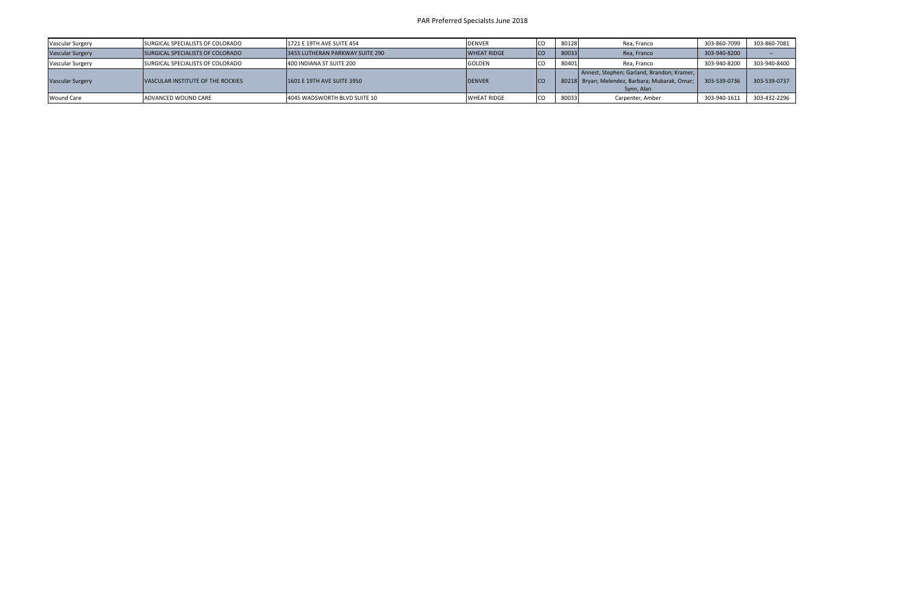| | | | | | | | | |
|---|---|---|---|---|---|---|---|---|
| Vascular Surgery | SURGICAL SPECIALISTS OF COLORADO | 1721 E 19TH AVE SUITE 454 | DENVER | CO | 80128 | Rea, Franco | 303-860-7099 | 303-860-7081 |
| Vascular Surgery | SURGICAL SPECIALISTS OF COLORADO | 3455 LUTHERAN PARKWAY SUITE 290 | WHEAT RIDGE | CO | 80033 | Rea, Franco | 303-940-8200 | -- |
| Vascular Surgery | SURGICAL SPECIALISTS OF COLORADO | 400 INDIANA ST SUITE 200 | GOLDEN | CO | 80401 | Rea, Franco | 303-940-8200 | 303-940-8400 |
| Vascular Surgery | VASCULAR INSTITUTE OF THE ROCKIES | 1601 E 19TH AVE SUITE 3950 | DENVER | CO | 80218 | Annest, Stephen; Garland, Brandon; Kramer, Bryan; Melendez, Barbara; Mubarak, Omar; Synn, Alan | 303-539-0736 | 303-539-0737 |
| Wound Care | ADVANCED WOUND CARE | 4045 WADSWORTH BLVD SUITE 10 | WHEAT RIDGE | CO | 80033 | Carpenter, Amber | 303-940-1611 | 303-432-2296 |